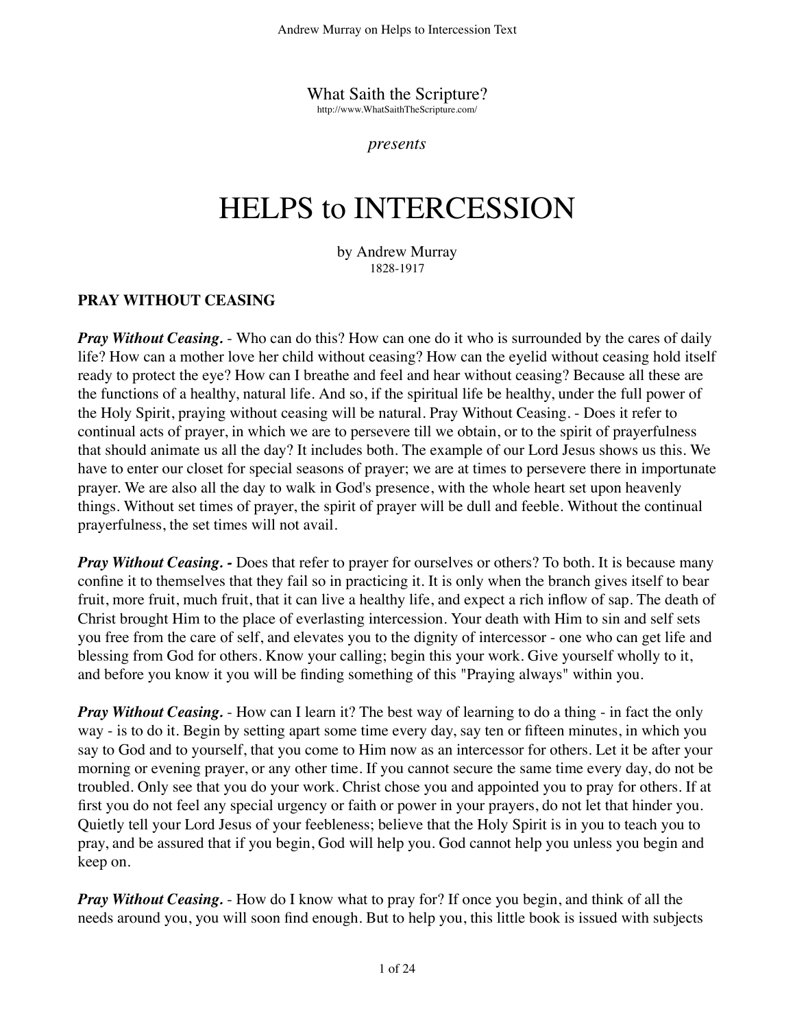What Saith the Scripture?
http://www.WhatSaithTheScripture.com/

*presents*

# HELPS to INTERCESSION

by Andrew Murray
1828-1917

## PRAY WITHOUT CEASING

***Pray Without Ceasing.*** - Who can do this? How can one do it who is surrounded by the cares of daily life? How can a mother love her child without ceasing? How can the eyelid without ceasing hold itself ready to protect the eye? How can I breathe and feel and hear without ceasing? Because all these are the functions of a healthy, natural life. And so, if the spiritual life be healthy, under the full power of the Holy Spirit, praying without ceasing will be natural. Pray Without Ceasing. - Does it refer to continual acts of prayer, in which we are to persevere till we obtain, or to the spirit of prayerfulness that should animate us all the day? It includes both. The example of our Lord Jesus shows us this. We have to enter our closet for special seasons of prayer; we are at times to persevere there in importunate prayer. We are also all the day to walk in God's presence, with the whole heart set upon heavenly things. Without set times of prayer, the spirit of prayer will be dull and feeble. Without the continual prayerfulness, the set times will not avail.

***Pray Without Ceasing. -*** Does that refer to prayer for ourselves or others? To both. It is because many confine it to themselves that they fail so in practicing it. It is only when the branch gives itself to bear fruit, more fruit, much fruit, that it can live a healthy life, and expect a rich inflow of sap. The death of Christ brought Him to the place of everlasting intercession. Your death with Him to sin and self sets you free from the care of self, and elevates you to the dignity of intercessor - one who can get life and blessing from God for others. Know your calling; begin this your work. Give yourself wholly to it, and before you know it you will be finding something of this "Praying always" within you.

***Pray Without Ceasing.*** - How can I learn it? The best way of learning to do a thing - in fact the only way - is to do it. Begin by setting apart some time every day, say ten or fifteen minutes, in which you say to God and to yourself, that you come to Him now as an intercessor for others. Let it be after your morning or evening prayer, or any other time. If you cannot secure the same time every day, do not be troubled. Only see that you do your work. Christ chose you and appointed you to pray for others. If at first you do not feel any special urgency or faith or power in your prayers, do not let that hinder you. Quietly tell your Lord Jesus of your feebleness; believe that the Holy Spirit is in you to teach you to pray, and be assured that if you begin, God will help you. God cannot help you unless you begin and keep on.

***Pray Without Ceasing.*** - How do I know what to pray for? If once you begin, and think of all the needs around you, you will soon find enough. But to help you, this little book is issued with subjects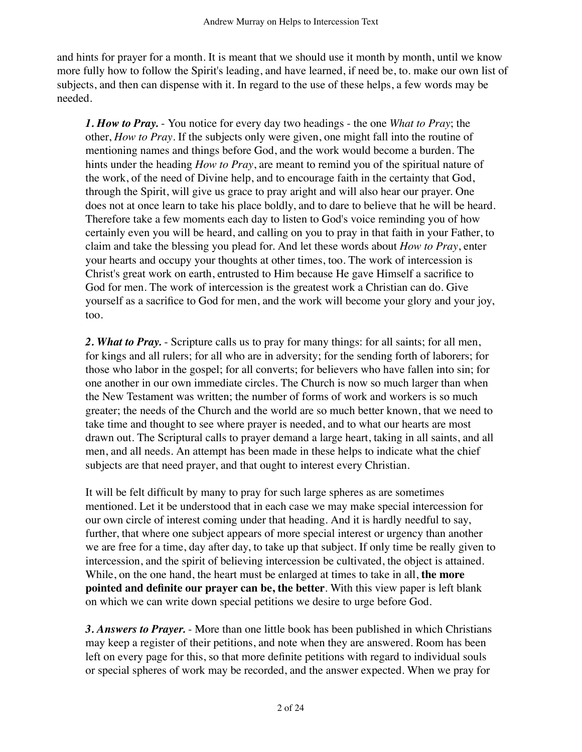and hints for prayer for a month. It is meant that we should use it month by month, until we know more fully how to follow the Spirit's leading, and have learned, if need be, to. make our own list of subjects, and then can dispense with it. In regard to the use of these helps, a few words may be needed.

***1. How to Pray.*** - You notice for every day two headings - the one *What to Pray*; the other, *How to Pray*. If the subjects only were given, one might fall into the routine of mentioning names and things before God, and the work would become a burden. The hints under the heading *How to Pray*, are meant to remind you of the spiritual nature of the work, of the need of Divine help, and to encourage faith in the certainty that God, through the Spirit, will give us grace to pray aright and will also hear our prayer. One does not at once learn to take his place boldly, and to dare to believe that he will be heard. Therefore take a few moments each day to listen to God's voice reminding you of how certainly even you will be heard, and calling on you to pray in that faith in your Father, to claim and take the blessing you plead for. And let these words about *How to Pray*, enter your hearts and occupy your thoughts at other times, too. The work of intercession is Christ's great work on earth, entrusted to Him because He gave Himself a sacrifice to God for men. The work of intercession is the greatest work a Christian can do. Give yourself as a sacrifice to God for men, and the work will become your glory and your joy, too.

***2. What to Pray.*** - Scripture calls us to pray for many things: for all saints; for all men, for kings and all rulers; for all who are in adversity; for the sending forth of laborers; for those who labor in the gospel; for all converts; for believers who have fallen into sin; for one another in our own immediate circles. The Church is now so much larger than when the New Testament was written; the number of forms of work and workers is so much greater; the needs of the Church and the world are so much better known, that we need to take time and thought to see where prayer is needed, and to what our hearts are most drawn out. The Scriptural calls to prayer demand a large heart, taking in all saints, and all men, and all needs. An attempt has been made in these helps to indicate what the chief subjects are that need prayer, and that ought to interest every Christian.

It will be felt difficult by many to pray for such large spheres as are sometimes mentioned. Let it be understood that in each case we may make special intercession for our own circle of interest coming under that heading. And it is hardly needful to say, further, that where one subject appears of more special interest or urgency than another we are free for a time, day after day, to take up that subject. If only time be really given to intercession, and the spirit of believing intercession be cultivated, the object is attained. While, on the one hand, the heart must be enlarged at times to take in all, **the more pointed and definite our prayer can be, the better**. With this view paper is left blank on which we can write down special petitions we desire to urge before God.

***3. Answers to Prayer.*** - More than one little book has been published in which Christians may keep a register of their petitions, and note when they are answered. Room has been left on every page for this, so that more definite petitions with regard to individual souls or special spheres of work may be recorded, and the answer expected. When we pray for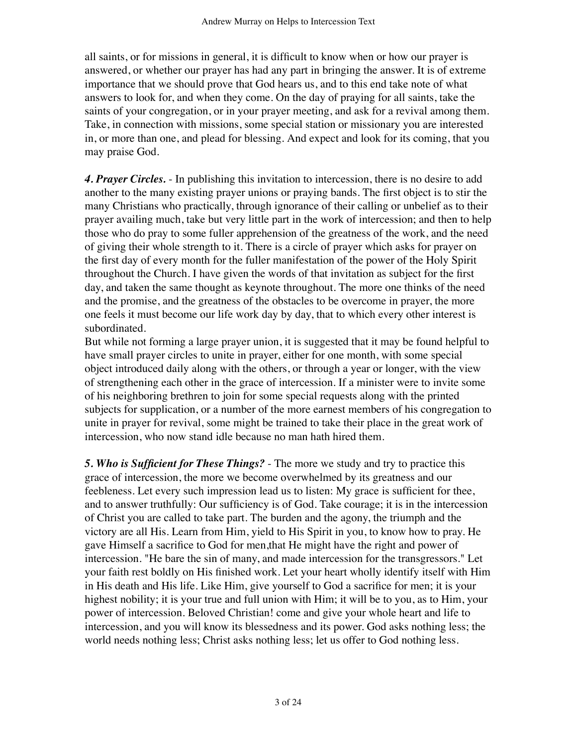all saints, or for missions in general, it is difficult to know when or how our prayer is answered, or whether our prayer has had any part in bringing the answer. It is of extreme importance that we should prove that God hears us, and to this end take note of what answers to look for, and when they come. On the day of praying for all saints, take the saints of your congregation, or in your prayer meeting, and ask for a revival among them. Take, in connection with missions, some special station or missionary you are interested in, or more than one, and plead for blessing. And expect and look for its coming, that you may praise God.

***4. Prayer Circles.*** - In publishing this invitation to intercession, there is no desire to add another to the many existing prayer unions or praying bands. The first object is to stir the many Christians who practically, through ignorance of their calling or unbelief as to their prayer availing much, take but very little part in the work of intercession; and then to help those who do pray to some fuller apprehension of the greatness of the work, and the need of giving their whole strength to it. There is a circle of prayer which asks for prayer on the first day of every month for the fuller manifestation of the power of the Holy Spirit throughout the Church. I have given the words of that invitation as subject for the first day, and taken the same thought as keynote throughout. The more one thinks of the need and the promise, and the greatness of the obstacles to be overcome in prayer, the more one feels it must become our life work day by day, that to which every other interest is subordinated.

But while not forming a large prayer union, it is suggested that it may be found helpful to have small prayer circles to unite in prayer, either for one month, with some special object introduced daily along with the others, or through a year or longer, with the view of strengthening each other in the grace of intercession. If a minister were to invite some of his neighboring brethren to join for some special requests along with the printed subjects for supplication, or a number of the more earnest members of his congregation to unite in prayer for revival, some might be trained to take their place in the great work of intercession, who now stand idle because no man hath hired them.

***5. Who is Sufficient for These Things?*** - The more we study and try to practice this grace of intercession, the more we become overwhelmed by its greatness and our feebleness. Let every such impression lead us to listen: My grace is sufficient for thee, and to answer truthfully: Our sufficiency is of God. Take courage; it is in the intercession of Christ you are called to take part. The burden and the agony, the triumph and the victory are all His. Learn from Him, yield to His Spirit in you, to know how to pray. He gave Himself a sacrifice to God for men,that He might have the right and power of intercession. "He bare the sin of many, and made intercession for the transgressors." Let your faith rest boldly on His finished work. Let your heart wholly identify itself with Him in His death and His life. Like Him, give yourself to God a sacrifice for men; it is your highest nobility; it is your true and full union with Him; it will be to you, as to Him, your power of intercession. Beloved Christian! come and give your whole heart and life to intercession, and you will know its blessedness and its power. God asks nothing less; the world needs nothing less; Christ asks nothing less; let us offer to God nothing less.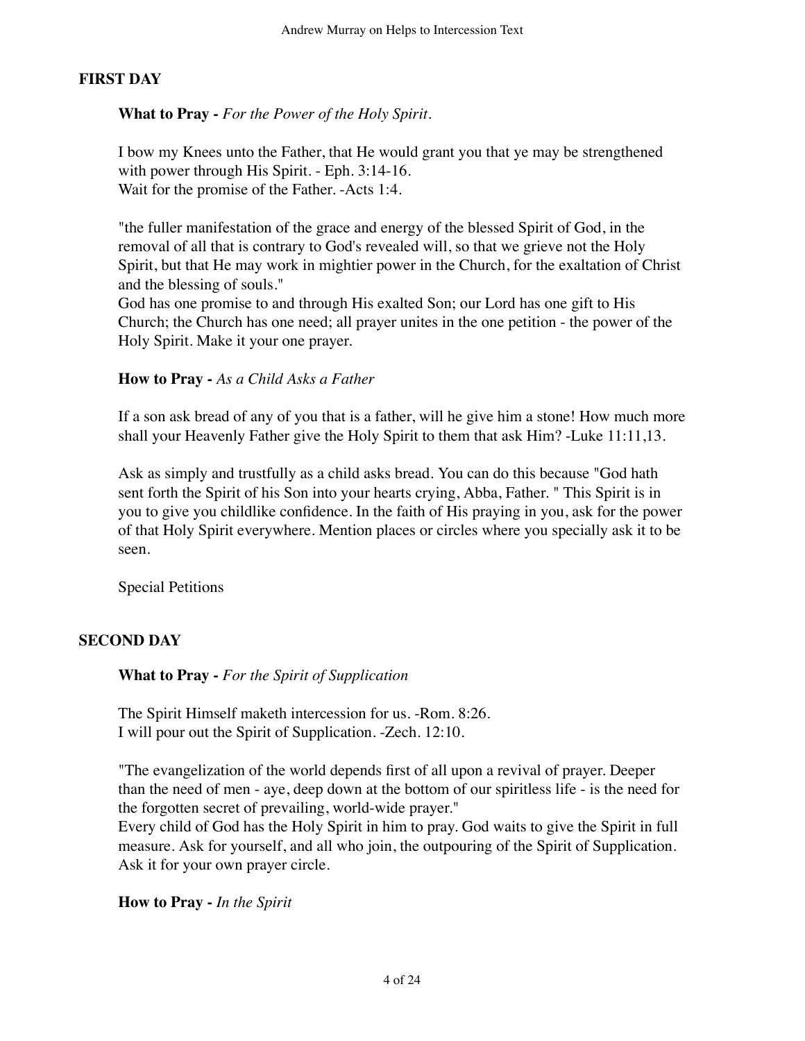## FIRST DAY

**What to Pray -** *For the Power of the Holy Spirit.*

I bow my Knees unto the Father, that He would grant you that ye may be strengthened with power through His Spirit. - Eph. 3:14-16.
Wait for the promise of the Father. -Acts 1:4.

"the fuller manifestation of the grace and energy of the blessed Spirit of God, in the removal of all that is contrary to God's revealed will, so that we grieve not the Holy Spirit, but that He may work in mightier power in the Church, for the exaltation of Christ and the blessing of souls."
God has one promise to and through His exalted Son; our Lord has one gift to His Church; the Church has one need; all prayer unites in the one petition - the power of the Holy Spirit. Make it your one prayer.

**How to Pray -** *As a Child Asks a Father*

If a son ask bread of any of you that is a father, will he give him a stone! How much more shall your Heavenly Father give the Holy Spirit to them that ask Him? -Luke 11:11,13.

Ask as simply and trustfully as a child asks bread. You can do this because "God hath sent forth the Spirit of his Son into your hearts crying, Abba, Father. " This Spirit is in you to give you childlike confidence. In the faith of His praying in you, ask for the power of that Holy Spirit everywhere. Mention places or circles where you specially ask it to be seen.

Special Petitions

## SECOND DAY

**What to Pray -** *For the Spirit of Supplication*

The Spirit Himself maketh intercession for us. -Rom. 8:26.
I will pour out the Spirit of Supplication. -Zech. 12:10.

"The evangelization of the world depends first of all upon a revival of prayer. Deeper than the need of men - aye, deep down at the bottom of our spiritless life - is the need for the forgotten secret of prevailing, world-wide prayer."
Every child of God has the Holy Spirit in him to pray. God waits to give the Spirit in full measure. Ask for yourself, and all who join, the outpouring of the Spirit of Supplication. Ask it for your own prayer circle.

**How to Pray -** *In the Spirit*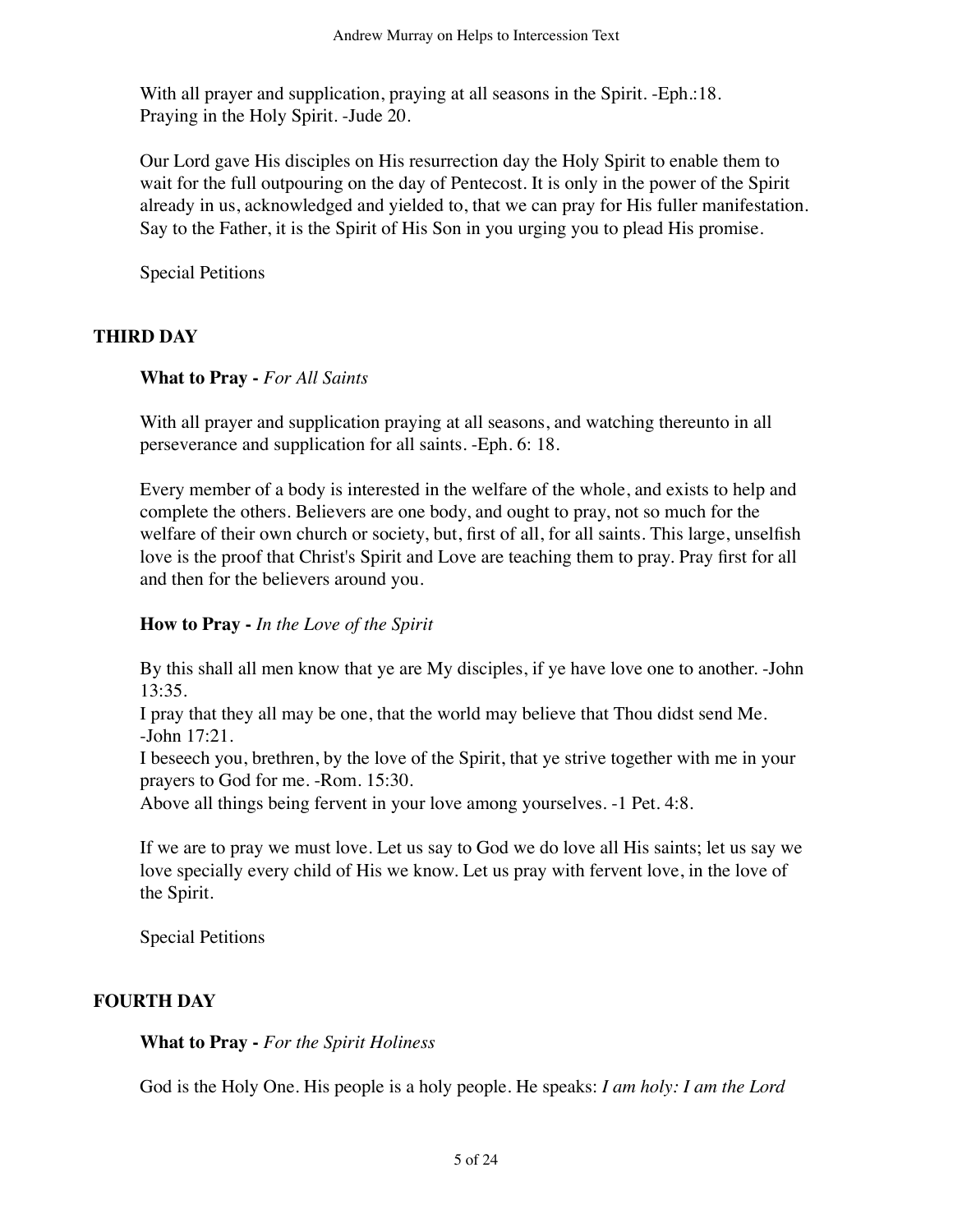With all prayer and supplication, praying at all seasons in the Spirit. -Eph.:18.
Praying in the Holy Spirit. -Jude 20.

Our Lord gave His disciples on His resurrection day the Holy Spirit to enable them to wait for the full outpouring on the day of Pentecost. It is only in the power of the Spirit already in us, acknowledged and yielded to, that we can pray for His fuller manifestation. Say to the Father, it is the Spirit of His Son in you urging you to plead His promise.

Special Petitions

## THIRD DAY

**What to Pray -** *For All Saints*

With all prayer and supplication praying at all seasons, and watching thereunto in all perseverance and supplication for all saints. -Eph. 6: 18.

Every member of a body is interested in the welfare of the whole, and exists to help and complete the others. Believers are one body, and ought to pray, not so much for the welfare of their own church or society, but, first of all, for all saints. This large, unselfish love is the proof that Christ's Spirit and Love are teaching them to pray. Pray first for all and then for the believers around you.

**How to Pray -** *In the Love of the Spirit*

By this shall all men know that ye are My disciples, if ye have love one to another. -John 13:35.
I pray that they all may be one, that the world may believe that Thou didst send Me. -John 17:21.
I beseech you, brethren, by the love of the Spirit, that ye strive together with me in your prayers to God for me. -Rom. 15:30.
Above all things being fervent in your love among yourselves. -1 Pet. 4:8.

If we are to pray we must love. Let us say to God we do love all His saints; let us say we love specially every child of His we know. Let us pray with fervent love, in the love of the Spirit.

Special Petitions

## FOURTH DAY

**What to Pray -** *For the Spirit Holiness*

God is the Holy One. His people is a holy people. He speaks: *I am holy: I am the Lord*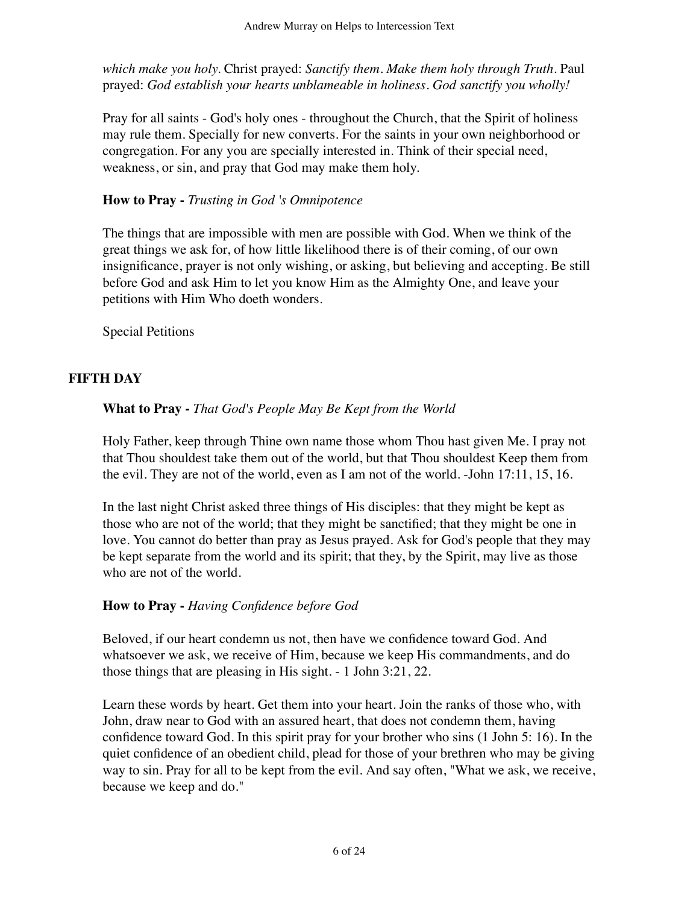*which make you holy*. Christ prayed: *Sanctify them. Make them holy through Truth*. Paul prayed: *God establish your hearts unblameable in holiness. God sanctify you wholly!*

Pray for all saints - God's holy ones - throughout the Church, that the Spirit of holiness may rule them. Specially for new converts. For the saints in your own neighborhood or congregation. For any you are specially interested in. Think of their special need, weakness, or sin, and pray that God may make them holy.

**How to Pray -** *Trusting in God 's Omnipotence*

The things that are impossible with men are possible with God. When we think of the great things we ask for, of how little likelihood there is of their coming, of our own insignificance, prayer is not only wishing, or asking, but believing and accepting. Be still before God and ask Him to let you know Him as the Almighty One, and leave your petitions with Him Who doeth wonders.

Special Petitions

## FIFTH DAY

**What to Pray -** *That God's People May Be Kept from the World*

Holy Father, keep through Thine own name those whom Thou hast given Me. I pray not that Thou shouldest take them out of the world, but that Thou shouldest Keep them from the evil. They are not of the world, even as I am not of the world. -John 17:11, 15, 16.

In the last night Christ asked three things of His disciples: that they might be kept as those who are not of the world; that they might be sanctified; that they might be one in love. You cannot do better than pray as Jesus prayed. Ask for God's people that they may be kept separate from the world and its spirit; that they, by the Spirit, may live as those who are not of the world.

**How to Pray -** *Having Confidence before God*

Beloved, if our heart condemn us not, then have we confidence toward God. And whatsoever we ask, we receive of Him, because we keep His commandments, and do those things that are pleasing in His sight. - 1 John 3:21, 22.

Learn these words by heart. Get them into your heart. Join the ranks of those who, with John, draw near to God with an assured heart, that does not condemn them, having confidence toward God. In this spirit pray for your brother who sins (1 John 5: 16). In the quiet confidence of an obedient child, plead for those of your brethren who may be giving way to sin. Pray for all to be kept from the evil. And say often, "What we ask, we receive, because we keep and do."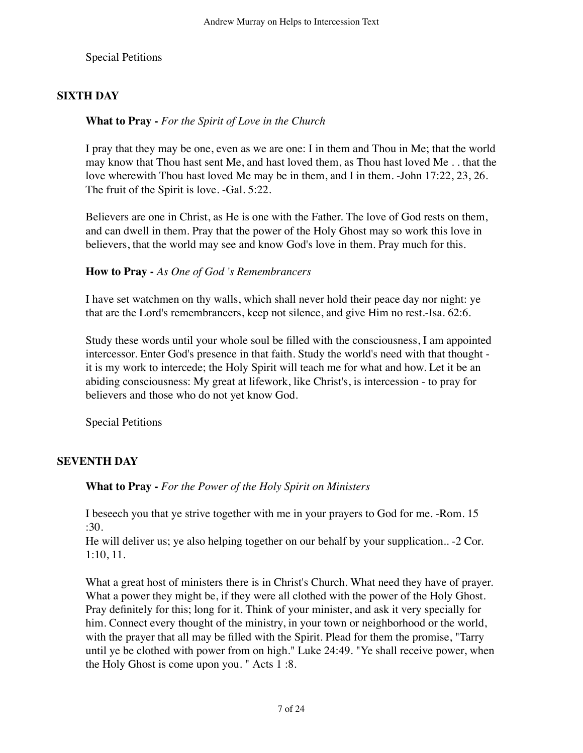Special Petitions

## SIXTH DAY

**What to Pray -** *For the Spirit of Love in the Church*

I pray that they may be one, even as we are one: I in them and Thou in Me; that the world may know that Thou hast sent Me, and hast loved them, as Thou hast loved Me . . that the love wherewith Thou hast loved Me may be in them, and I in them. -John 17:22, 23, 26.
The fruit of the Spirit is love. -Gal. 5:22.

Believers are one in Christ, as He is one with the Father. The love of God rests on them, and can dwell in them. Pray that the power of the Holy Ghost may so work this love in believers, that the world may see and know God's love in them. Pray much for this.

**How to Pray -** *As One of God 's Remembrancers*

I have set watchmen on thy walls, which shall never hold their peace day nor night: ye that are the Lord's remembrancers, keep not silence, and give Him no rest.-Isa. 62:6.

Study these words until your whole soul be filled with the consciousness, I am appointed intercessor. Enter God's presence in that faith. Study the world's need with that thought - it is my work to intercede; the Holy Spirit will teach me for what and how. Let it be an abiding consciousness: My great at lifework, like Christ's, is intercession - to pray for believers and those who do not yet know God.

Special Petitions

## SEVENTH DAY

**What to Pray -** *For the Power of the Holy Spirit on Ministers*

I beseech you that ye strive together with me in your prayers to God for me. -Rom. 15 :30.
He will deliver us; ye also helping together on our behalf by your supplication.. -2 Cor. 1:10, 11.

What a great host of ministers there is in Christ's Church. What need they have of prayer. What a power they might be, if they were all clothed with the power of the Holy Ghost. Pray definitely for this; long for it. Think of your minister, and ask it very specially for him. Connect every thought of the ministry, in your town or neighborhood or the world, with the prayer that all may be filled with the Spirit. Plead for them the promise, "Tarry until ye be clothed with power from on high." Luke 24:49. "Ye shall receive power, when the Holy Ghost is come upon you. " Acts 1 :8.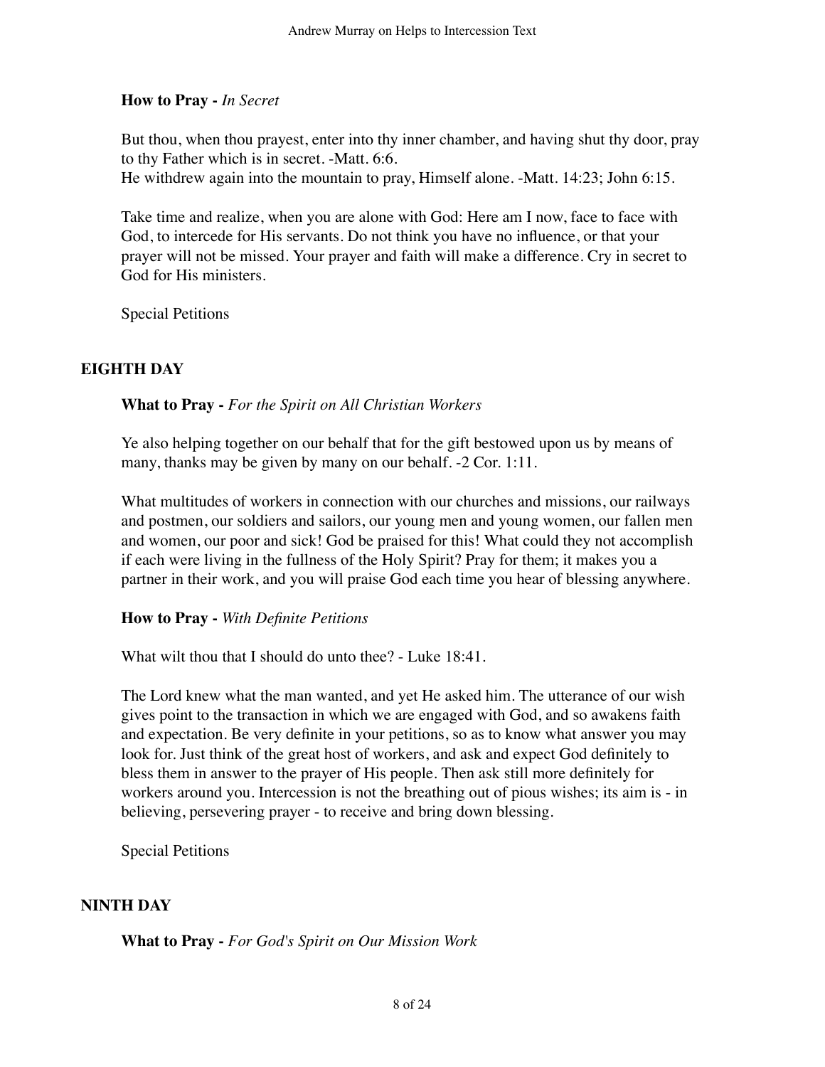**How to Pray -** *In Secret*

But thou, when thou prayest, enter into thy inner chamber, and having shut thy door, pray to thy Father which is in secret. -Matt. 6:6.
He withdrew again into the mountain to pray, Himself alone. -Matt. 14:23; John 6:15.

Take time and realize, when you are alone with God: Here am I now, face to face with God, to intercede for His servants. Do not think you have no influence, or that your prayer will not be missed. Your prayer and faith will make a difference. Cry in secret to God for His ministers.

Special Petitions

## EIGHTH DAY

**What to Pray -** *For the Spirit on All Christian Workers*

Ye also helping together on our behalf that for the gift bestowed upon us by means of many, thanks may be given by many on our behalf. -2 Cor. 1:11.

What multitudes of workers in connection with our churches and missions, our railways and postmen, our soldiers and sailors, our young men and young women, our fallen men and women, our poor and sick! God be praised for this! What could they not accomplish if each were living in the fullness of the Holy Spirit? Pray for them; it makes you a partner in their work, and you will praise God each time you hear of blessing anywhere.

**How to Pray -** *With Definite Petitions*

What wilt thou that I should do unto thee? - Luke 18:41.

The Lord knew what the man wanted, and yet He asked him. The utterance of our wish gives point to the transaction in which we are engaged with God, and so awakens faith and expectation. Be very definite in your petitions, so as to know what answer you may look for. Just think of the great host of workers, and ask and expect God definitely to bless them in answer to the prayer of His people. Then ask still more definitely for workers around you. Intercession is not the breathing out of pious wishes; its aim is - in believing, persevering prayer - to receive and bring down blessing.

Special Petitions

## NINTH DAY

**What to Pray -** *For God's Spirit on Our Mission Work*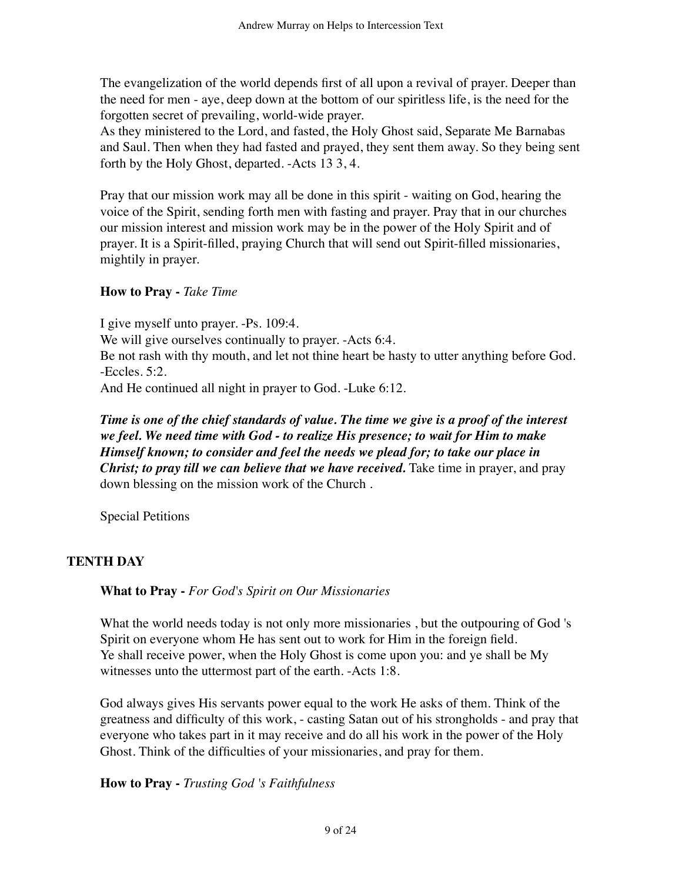The evangelization of the world depends first of all upon a revival of prayer. Deeper than the need for men - aye, deep down at the bottom of our spiritless life, is the need for the forgotten secret of prevailing, world-wide prayer.
As they ministered to the Lord, and fasted, the Holy Ghost said, Separate Me Barnabas and Saul. Then when they had fasted and prayed, they sent them away. So they being sent forth by the Holy Ghost, departed. -Acts 13 3, 4.

Pray that our mission work may all be done in this spirit - waiting on God, hearing the voice of the Spirit, sending forth men with fasting and prayer. Pray that in our churches our mission interest and mission work may be in the power of the Holy Spirit and of prayer. It is a Spirit-filled, praying Church that will send out Spirit-filled missionaries, mightily in prayer.

**How to Pray -** *Take Time*

I give myself unto prayer. -Ps. 109:4.
We will give ourselves continually to prayer. -Acts 6:4.
Be not rash with thy mouth, and let not thine heart be hasty to utter anything before God. -Eccles. 5:2.
And He continued all night in prayer to God. -Luke 6:12.

***Time is one of the chief standards of value. The time we give is a proof of the interest we feel. We need time with God - to realize His presence; to wait for Him to make Himself known; to consider and feel the needs we plead for; to take our place in Christ; to pray till we can believe that we have received.*** Take time in prayer, and pray down blessing on the mission work of the Church .

Special Petitions

## TENTH DAY

**What to Pray -** *For God's Spirit on Our Missionaries*

What the world needs today is not only more missionaries , but the outpouring of God 's Spirit on everyone whom He has sent out to work for Him in the foreign field.
Ye shall receive power, when the Holy Ghost is come upon you: and ye shall be My witnesses unto the uttermost part of the earth. -Acts 1:8.

God always gives His servants power equal to the work He asks of them. Think of the greatness and difficulty of this work, - casting Satan out of his strongholds - and pray that everyone who takes part in it may receive and do all his work in the power of the Holy Ghost. Think of the difficulties of your missionaries, and pray for them.

**How to Pray -** *Trusting God 's Faithfulness*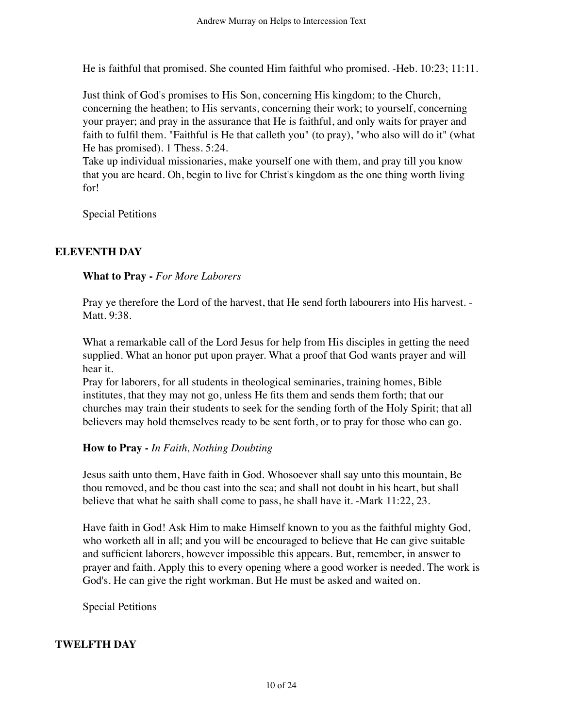He is faithful that promised. She counted Him faithful who promised. -Heb. 10:23; 11:11.

Just think of God's promises to His Son, concerning His kingdom; to the Church, concerning the heathen; to His servants, concerning their work; to yourself, concerning your prayer; and pray in the assurance that He is faithful, and only waits for prayer and faith to fulfil them. "Faithful is He that calleth you" (to pray), "who also will do it" (what He has promised). 1 Thess. 5:24.
Take up individual missionaries, make yourself one with them, and pray till you know that you are heard. Oh, begin to live for Christ's kingdom as the one thing worth living for!

Special Petitions

## ELEVENTH DAY

**What to Pray -** *For More Laborers*

Pray ye therefore the Lord of the harvest, that He send forth labourers into His harvest. -Matt. 9:38.

What a remarkable call of the Lord Jesus for help from His disciples in getting the need supplied. What an honor put upon prayer. What a proof that God wants prayer and will hear it.
Pray for laborers, for all students in theological seminaries, training homes, Bible institutes, that they may not go, unless He fits them and sends them forth; that our churches may train their students to seek for the sending forth of the Holy Spirit; that all believers may hold themselves ready to be sent forth, or to pray for those who can go.

**How to Pray -** *In Faith, Nothing Doubting*

Jesus saith unto them, Have faith in God. Whosoever shall say unto this mountain, Be thou removed, and be thou cast into the sea; and shall not doubt in his heart, but shall believe that what he saith shall come to pass, he shall have it. -Mark 11:22, 23.

Have faith in God! Ask Him to make Himself known to you as the faithful mighty God, who worketh all in all; and you will be encouraged to believe that He can give suitable and sufficient laborers, however impossible this appears. But, remember, in answer to prayer and faith. Apply this to every opening where a good worker is needed. The work is God's. He can give the right workman. But He must be asked and waited on.

Special Petitions

## TWELFTH DAY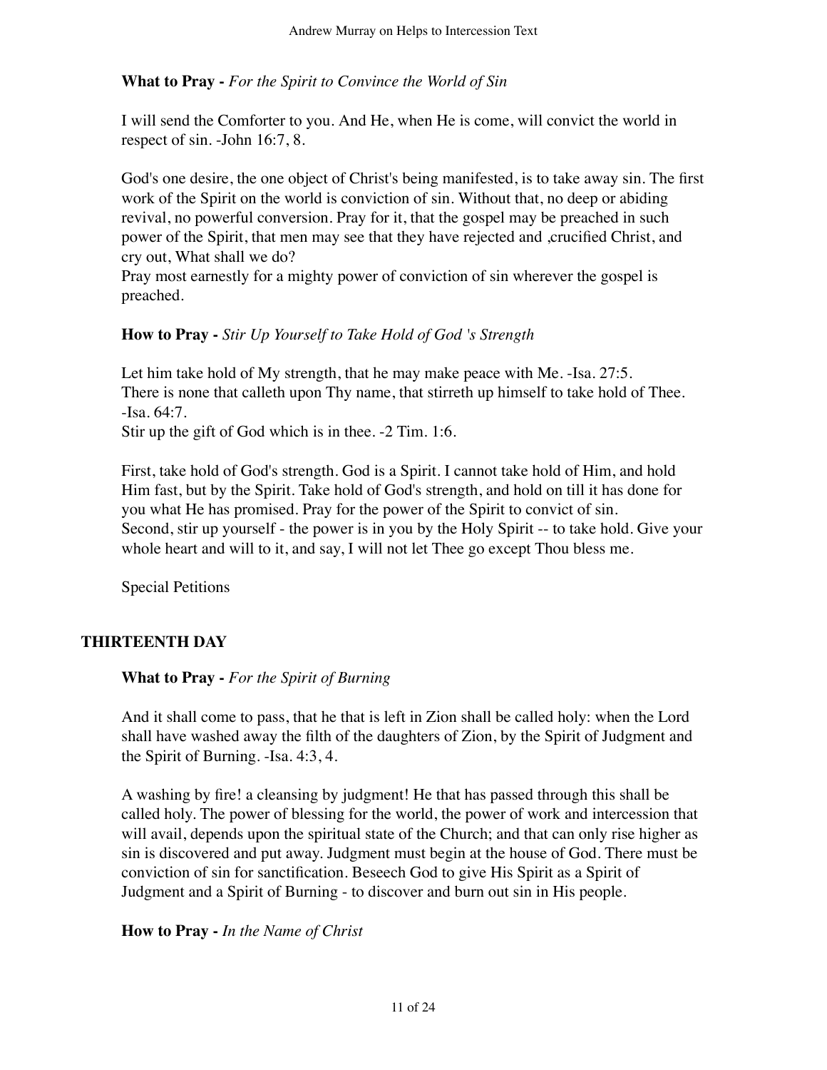**What to Pray -** *For the Spirit to Convince the World of Sin*

I will send the Comforter to you. And He, when He is come, will convict the world in respect of sin. -John 16:7, 8.

God's one desire, the one object of Christ's being manifested, is to take away sin. The first work of the Spirit on the world is conviction of sin. Without that, no deep or abiding revival, no powerful conversion. Pray for it, that the gospel may be preached in such power of the Spirit, that men may see that they have rejected and ,crucified Christ, and cry out, What shall we do?
Pray most earnestly for a mighty power of conviction of sin wherever the gospel is preached.

**How to Pray -** *Stir Up Yourself to Take Hold of God 's Strength*

Let him take hold of My strength, that he may make peace with Me. -Isa. 27:5.
There is none that calleth upon Thy name, that stirreth up himself to take hold of Thee. -Isa. 64:7.
Stir up the gift of God which is in thee. -2 Tim. 1:6.

First, take hold of God's strength. God is a Spirit. I cannot take hold of Him, and hold Him fast, but by the Spirit. Take hold of God's strength, and hold on till it has done for you what He has promised. Pray for the power of the Spirit to convict of sin.
Second, stir up yourself - the power is in you by the Holy Spirit -- to take hold. Give your whole heart and will to it, and say, I will not let Thee go except Thou bless me.

Special Petitions

## THIRTEENTH DAY

**What to Pray -** *For the Spirit of Burning*

And it shall come to pass, that he that is left in Zion shall be called holy: when the Lord shall have washed away the filth of the daughters of Zion, by the Spirit of Judgment and the Spirit of Burning. -Isa. 4:3, 4.

A washing by fire! a cleansing by judgment! He that has passed through this shall be called holy. The power of blessing for the world, the power of work and intercession that will avail, depends upon the spiritual state of the Church; and that can only rise higher as sin is discovered and put away. Judgment must begin at the house of God. There must be conviction of sin for sanctification. Beseech God to give His Spirit as a Spirit of Judgment and a Spirit of Burning - to discover and burn out sin in His people.

**How to Pray -** *In the Name of Christ*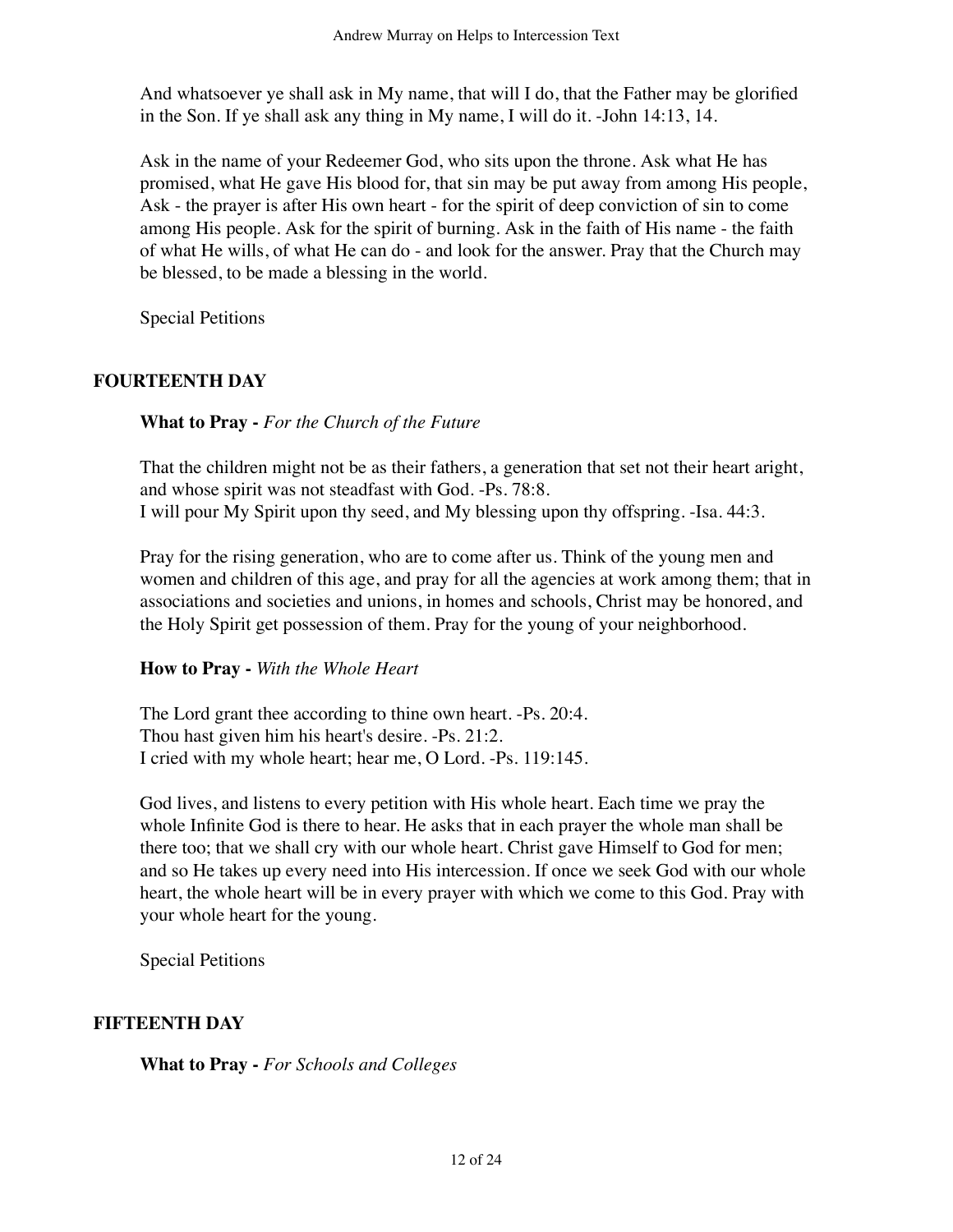And whatsoever ye shall ask in My name, that will I do, that the Father may be glorified in the Son. If ye shall ask any thing in My name, I will do it. -John 14:13, 14.

Ask in the name of your Redeemer God, who sits upon the throne. Ask what He has promised, what He gave His blood for, that sin may be put away from among His people, Ask - the prayer is after His own heart - for the spirit of deep conviction of sin to come among His people. Ask for the spirit of burning. Ask in the faith of His name - the faith of what He wills, of what He can do - and look for the answer. Pray that the Church may be blessed, to be made a blessing in the world.

Special Petitions

## FOURTEENTH DAY

**What to Pray -** *For the Church of the Future*

That the children might not be as their fathers, a generation that set not their heart aright, and whose spirit was not steadfast with God. -Ps. 78:8.
I will pour My Spirit upon thy seed, and My blessing upon thy offspring. -Isa. 44:3.

Pray for the rising generation, who are to come after us. Think of the young men and women and children of this age, and pray for all the agencies at work among them; that in associations and societies and unions, in homes and schools, Christ may be honored, and the Holy Spirit get possession of them. Pray for the young of your neighborhood.

**How to Pray -** *With the Whole Heart*

The Lord grant thee according to thine own heart. -Ps. 20:4.
Thou hast given him his heart's desire. -Ps. 21:2.
I cried with my whole heart; hear me, O Lord. -Ps. 119:145.

God lives, and listens to every petition with His whole heart. Each time we pray the whole Infinite God is there to hear. He asks that in each prayer the whole man shall be there too; that we shall cry with our whole heart. Christ gave Himself to God for men; and so He takes up every need into His intercession. If once we seek God with our whole heart, the whole heart will be in every prayer with which we come to this God. Pray with your whole heart for the young.

Special Petitions

## FIFTEENTH DAY

**What to Pray -** *For Schools and Colleges*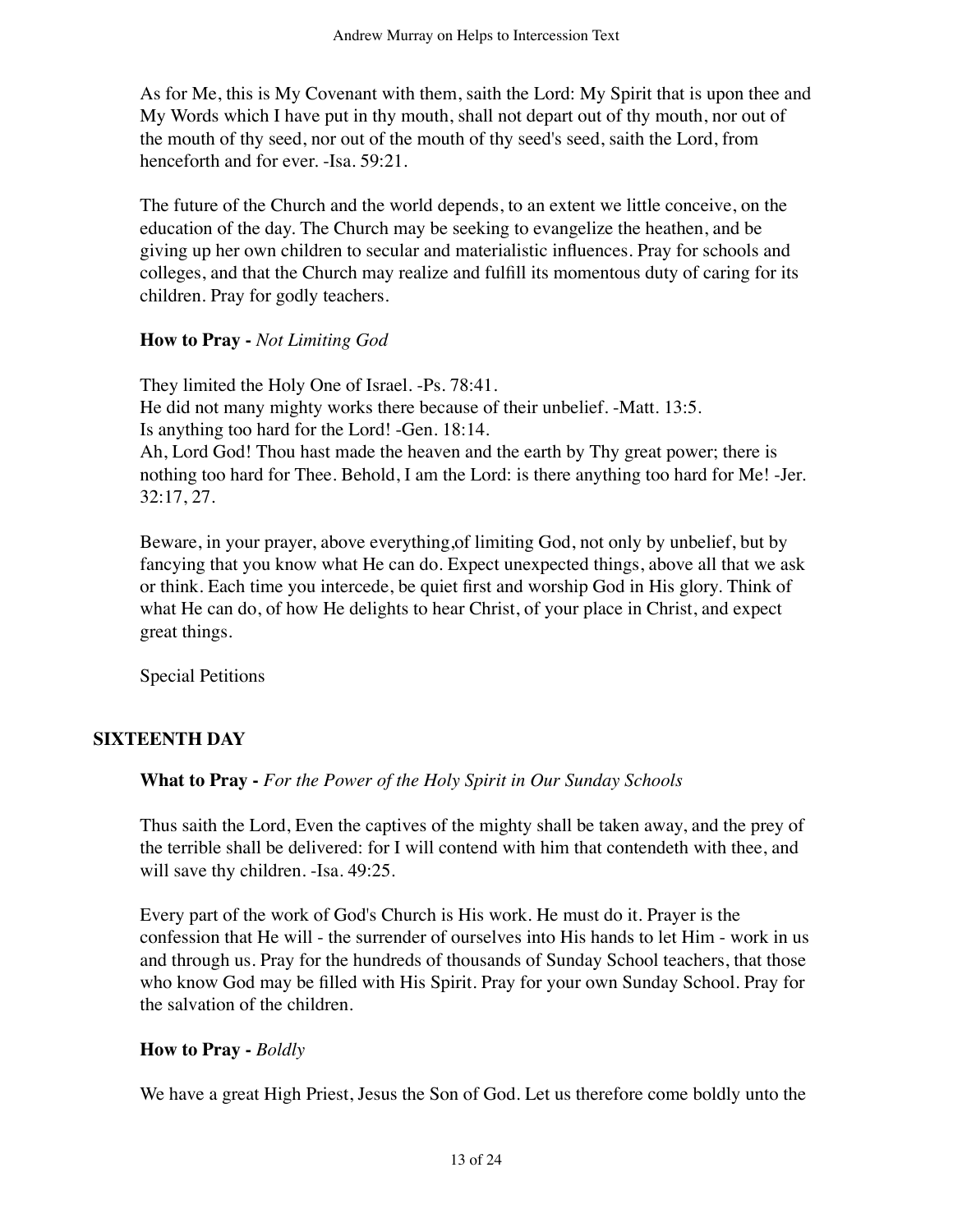As for Me, this is My Covenant with them, saith the Lord: My Spirit that is upon thee and My Words which I have put in thy mouth, shall not depart out of thy mouth, nor out of the mouth of thy seed, nor out of the mouth of thy seed's seed, saith the Lord, from henceforth and for ever. -Isa. 59:21.

The future of the Church and the world depends, to an extent we little conceive, on the education of the day. The Church may be seeking to evangelize the heathen, and be giving up her own children to secular and materialistic influences. Pray for schools and colleges, and that the Church may realize and fulfill its momentous duty of caring for its children. Pray for godly teachers.

**How to Pray -** *Not Limiting God*

They limited the Holy One of Israel. -Ps. 78:41.
He did not many mighty works there because of their unbelief. -Matt. 13:5.
Is anything too hard for the Lord! -Gen. 18:14.
Ah, Lord God! Thou hast made the heaven and the earth by Thy great power; there is nothing too hard for Thee. Behold, I am the Lord: is there anything too hard for Me! -Jer. 32:17, 27.

Beware, in your prayer, above everything,of limiting God, not only by unbelief, but by fancying that you know what He can do. Expect unexpected things, above all that we ask or think. Each time you intercede, be quiet first and worship God in His glory. Think of what He can do, of how He delights to hear Christ, of your place in Christ, and expect great things.

Special Petitions

## SIXTEENTH DAY

**What to Pray -** *For the Power of the Holy Spirit in Our Sunday Schools*

Thus saith the Lord, Even the captives of the mighty shall be taken away, and the prey of the terrible shall be delivered: for I will contend with him that contendeth with thee, and will save thy children. -Isa. 49:25.

Every part of the work of God's Church is His work. He must do it. Prayer is the confession that He will - the surrender of ourselves into His hands to let Him - work in us and through us. Pray for the hundreds of thousands of Sunday School teachers, that those who know God may be filled with His Spirit. Pray for your own Sunday School. Pray for the salvation of the children.

**How to Pray -** *Boldly*

We have a great High Priest, Jesus the Son of God. Let us therefore come boldly unto the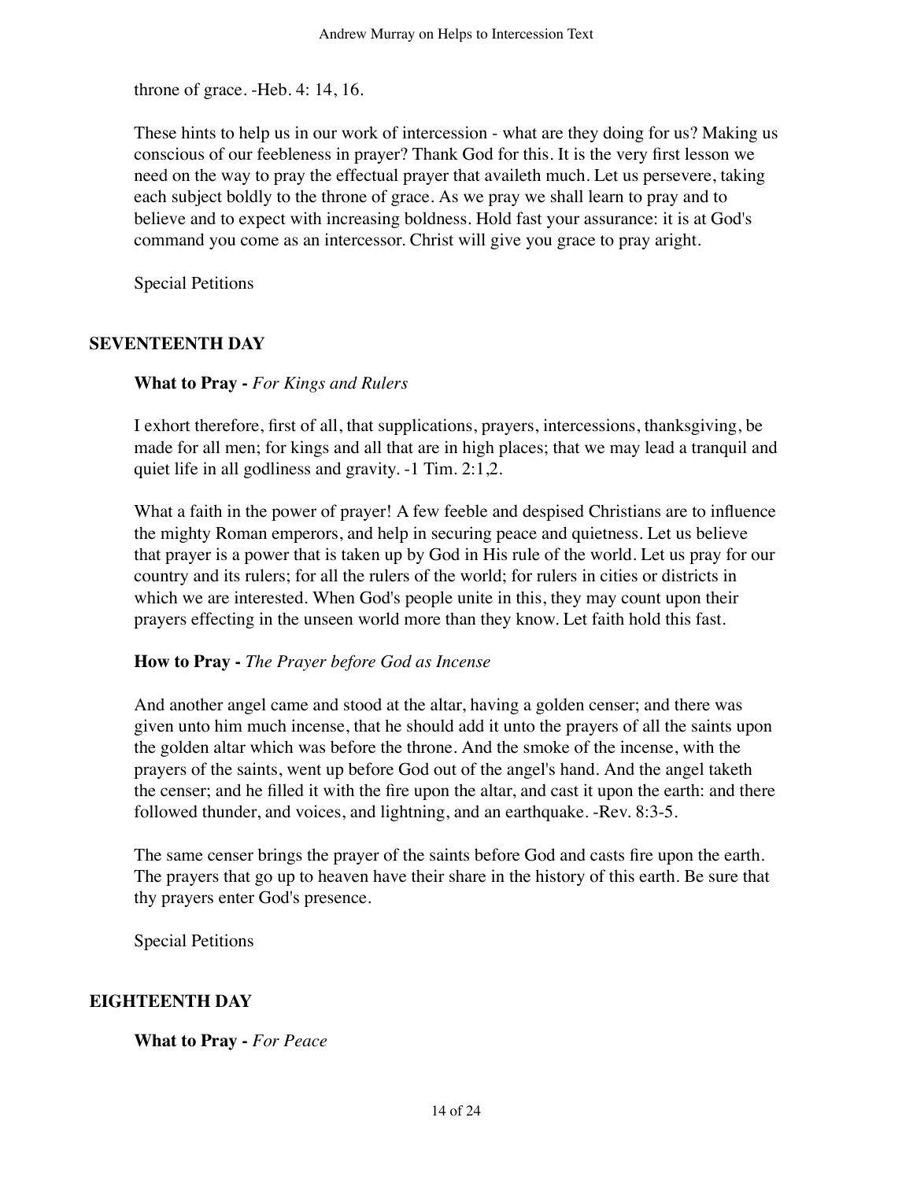throne of grace. -Heb. 4: 14, 16.

These hints to help us in our work of intercession - what are they doing for us? Making us conscious of our feebleness in prayer? Thank God for this. It is the very first lesson we need on the way to pray the effectual prayer that availeth much. Let us persevere, taking each subject boldly to the throne of grace. As we pray we shall learn to pray and to believe and to expect with increasing boldness. Hold fast your assurance: it is at God's command you come as an intercessor. Christ will give you grace to pray aright.

Special Petitions

## SEVENTEENTH DAY

**What to Pray -** *For Kings and Rulers*

I exhort therefore, first of all, that supplications, prayers, intercessions, thanksgiving, be made for all men; for kings and all that are in high places; that we may lead a tranquil and quiet life in all godliness and gravity. -1 Tim. 2:1,2.

What a faith in the power of prayer! A few feeble and despised Christians are to influence the mighty Roman emperors, and help in securing peace and quietness. Let us believe that prayer is a power that is taken up by God in His rule of the world. Let us pray for our country and its rulers; for all the rulers of the world; for rulers in cities or districts in which we are interested. When God's people unite in this, they may count upon their prayers effecting in the unseen world more than they know. Let faith hold this fast.

**How to Pray -** *The Prayer before God as Incense*

And another angel came and stood at the altar, having a golden censer; and there was given unto him much incense, that he should add it unto the prayers of all the saints upon the golden altar which was before the throne. And the smoke of the incense, with the prayers of the saints, went up before God out of the angel's hand. And the angel taketh the censer; and he filled it with the fire upon the altar, and cast it upon the earth: and there followed thunder, and voices, and lightning, and an earthquake. -Rev. 8:3-5.

The same censer brings the prayer of the saints before God and casts fire upon the earth. The prayers that go up to heaven have their share in the history of this earth. Be sure that thy prayers enter God's presence.

Special Petitions

## EIGHTEENTH DAY

**What to Pray -** *For Peace*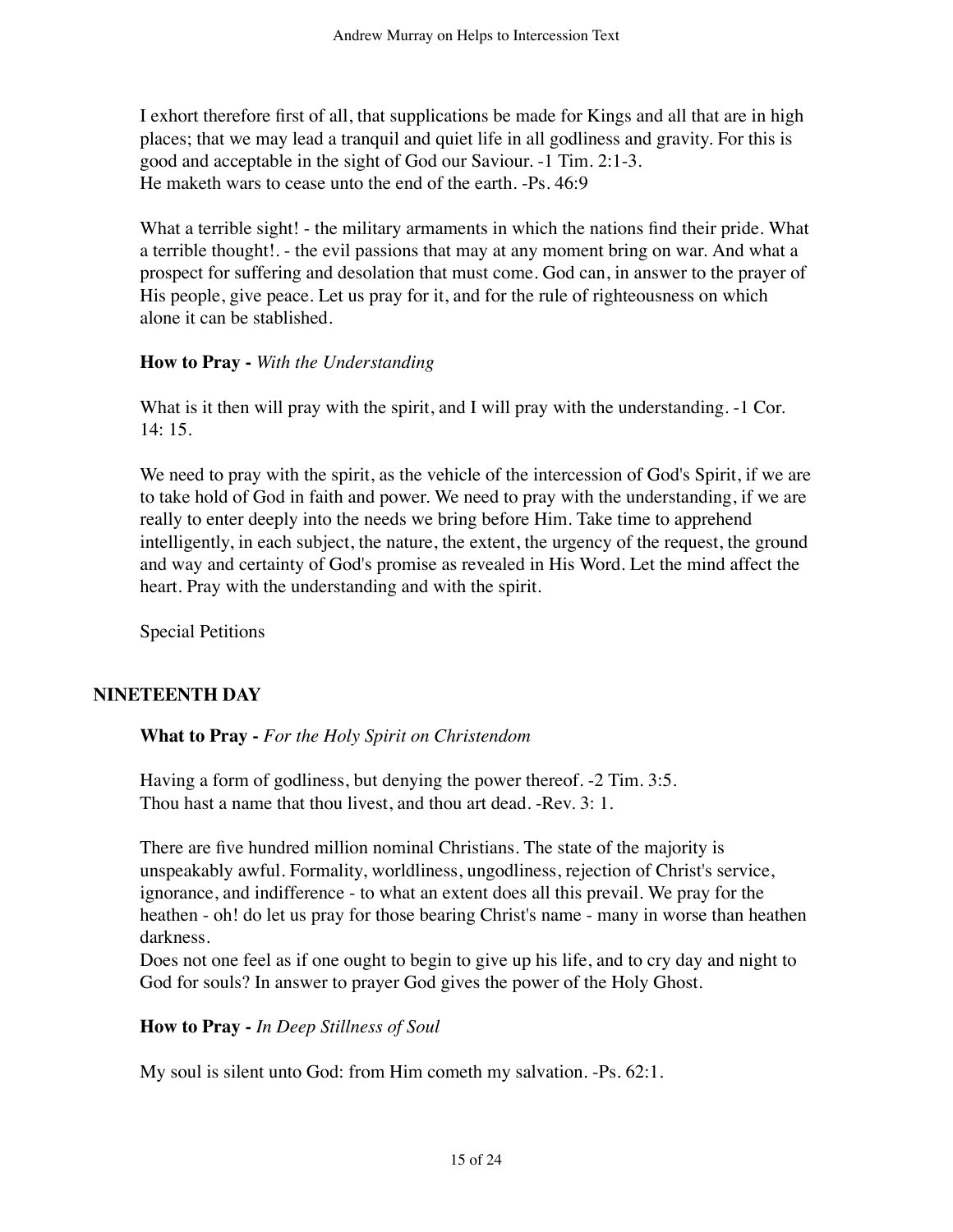I exhort therefore first of all, that supplications be made for Kings and all that are in high places; that we may lead a tranquil and quiet life in all godliness and gravity. For this is good and acceptable in the sight of God our Saviour. -1 Tim. 2:1-3.
He maketh wars to cease unto the end of the earth. -Ps. 46:9

What a terrible sight! - the military armaments in which the nations find their pride. What a terrible thought!. - the evil passions that may at any moment bring on war. And what a prospect for suffering and desolation that must come. God can, in answer to the prayer of His people, give peace. Let us pray for it, and for the rule of righteousness on which alone it can be stablished.

**How to Pray -** *With the Understanding*

What is it then will pray with the spirit, and I will pray with the understanding. -1 Cor. 14: 15.

We need to pray with the spirit, as the vehicle of the intercession of God's Spirit, if we are to take hold of God in faith and power. We need to pray with the understanding, if we are really to enter deeply into the needs we bring before Him. Take time to apprehend intelligently, in each subject, the nature, the extent, the urgency of the request, the ground and way and certainty of God's promise as revealed in His Word. Let the mind affect the heart. Pray with the understanding and with the spirit.

Special Petitions

## NINETEENTH DAY

**What to Pray -** *For the Holy Spirit on Christendom*

Having a form of godliness, but denying the power thereof. -2 Tim. 3:5.
Thou hast a name that thou livest, and thou art dead. -Rev. 3: 1.

There are five hundred million nominal Christians. The state of the majority is unspeakably awful. Formality, worldliness, ungodliness, rejection of Christ's service, ignorance, and indifference - to what an extent does all this prevail. We pray for the heathen - oh! do let us pray for those bearing Christ's name - many in worse than heathen darkness.
Does not one feel as if one ought to begin to give up his life, and to cry day and night to God for souls? In answer to prayer God gives the power of the Holy Ghost.

**How to Pray -** *In Deep Stillness of Soul*

My soul is silent unto God: from Him cometh my salvation. -Ps. 62:1.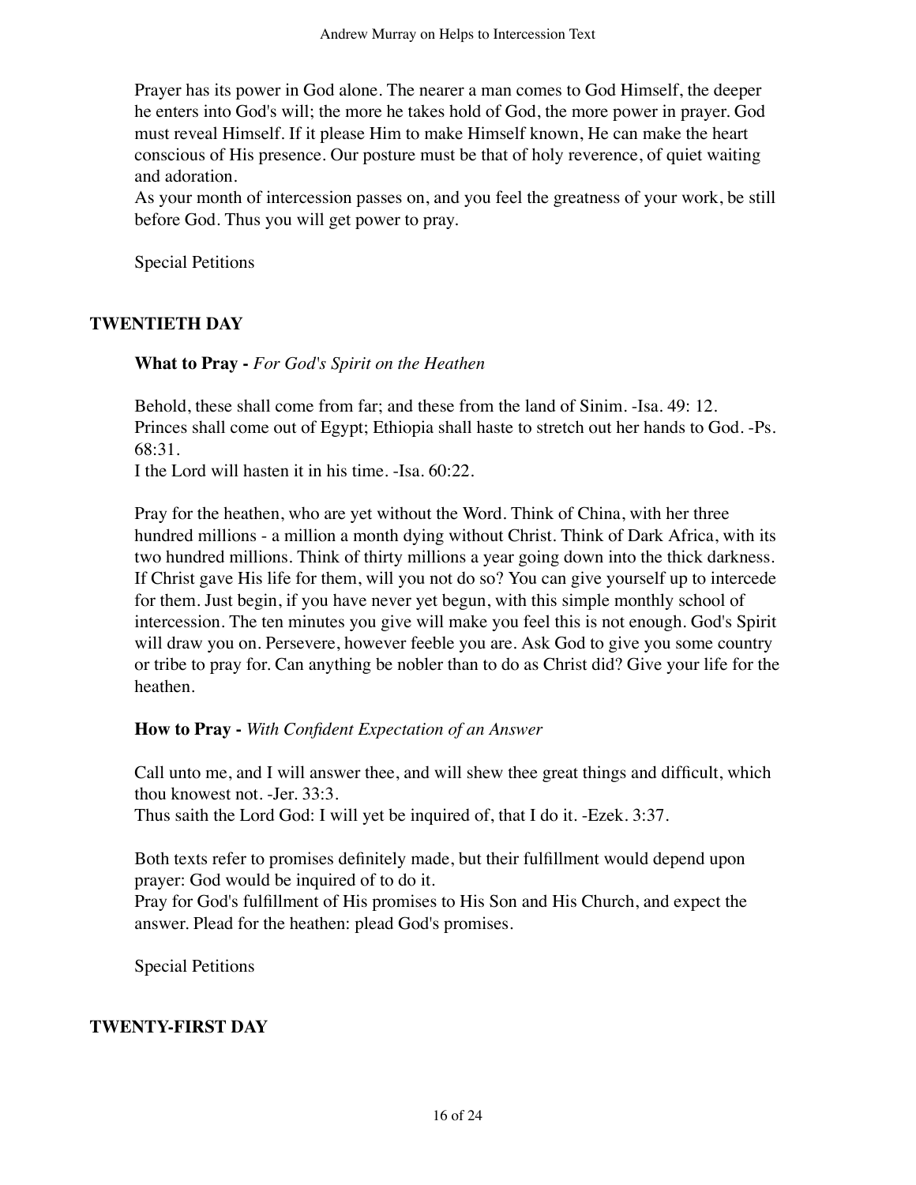Prayer has its power in God alone. The nearer a man comes to God Himself, the deeper he enters into God's will; the more he takes hold of God, the more power in prayer. God must reveal Himself. If it please Him to make Himself known, He can make the heart conscious of His presence. Our posture must be that of holy reverence, of quiet waiting and adoration.

As your month of intercession passes on, and you feel the greatness of your work, be still before God. Thus you will get power to pray.

Special Petitions

## TWENTIETH DAY

**What to Pray -** *For God's Spirit on the Heathen*

Behold, these shall come from far; and these from the land of Sinim. -Isa. 49: 12.
Princes shall come out of Egypt; Ethiopia shall haste to stretch out her hands to God. -Ps. 68:31.
I the Lord will hasten it in his time. -Isa. 60:22.

Pray for the heathen, who are yet without the Word. Think of China, with her three hundred millions - a million a month dying without Christ. Think of Dark Africa, with its two hundred millions. Think of thirty millions a year going down into the thick darkness. If Christ gave His life for them, will you not do so? You can give yourself up to intercede for them. Just begin, if you have never yet begun, with this simple monthly school of intercession. The ten minutes you give will make you feel this is not enough. God's Spirit will draw you on. Persevere, however feeble you are. Ask God to give you some country or tribe to pray for. Can anything be nobler than to do as Christ did? Give your life for the heathen.

**How to Pray -** *With Confident Expectation of an Answer*

Call unto me, and I will answer thee, and will shew thee great things and difficult, which thou knowest not. -Jer. 33:3.
Thus saith the Lord God: I will yet be inquired of, that I do it. -Ezek. 3:37.

Both texts refer to promises definitely made, but their fulfillment would depend upon prayer: God would be inquired of to do it.
Pray for God's fulfillment of His promises to His Son and His Church, and expect the answer. Plead for the heathen: plead God's promises.

Special Petitions

## TWENTY-FIRST DAY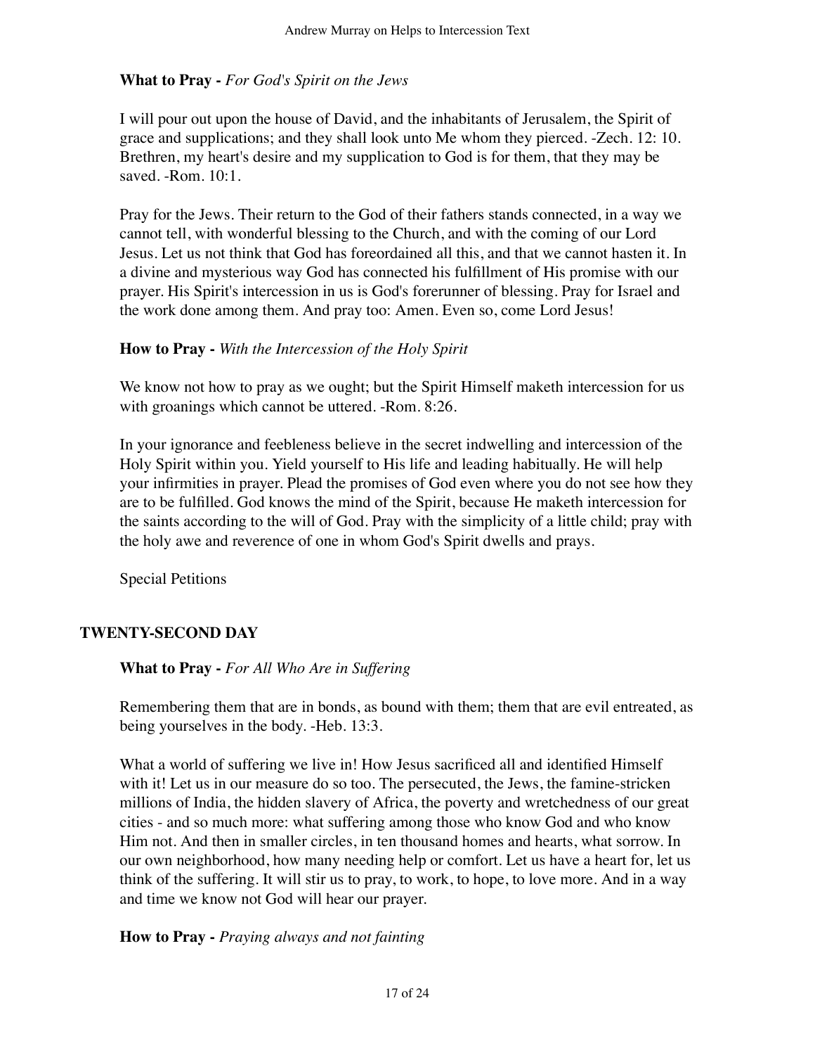**What to Pray -** *For God's Spirit on the Jews*

I will pour out upon the house of David, and the inhabitants of Jerusalem, the Spirit of grace and supplications; and they shall look unto Me whom they pierced. -Zech. 12: 10. Brethren, my heart's desire and my supplication to God is for them, that they may be saved. -Rom. 10:1.

Pray for the Jews. Their return to the God of their fathers stands connected, in a way we cannot tell, with wonderful blessing to the Church, and with the coming of our Lord Jesus. Let us not think that God has foreordained all this, and that we cannot hasten it. In a divine and mysterious way God has connected his fulfillment of His promise with our prayer. His Spirit's intercession in us is God's forerunner of blessing. Pray for Israel and the work done among them. And pray too: Amen. Even so, come Lord Jesus!

**How to Pray -** *With the Intercession of the Holy Spirit*

We know not how to pray as we ought; but the Spirit Himself maketh intercession for us with groanings which cannot be uttered. -Rom. 8:26.

In your ignorance and feebleness believe in the secret indwelling and intercession of the Holy Spirit within you. Yield yourself to His life and leading habitually. He will help your infirmities in prayer. Plead the promises of God even where you do not see how they are to be fulfilled. God knows the mind of the Spirit, because He maketh intercession for the saints according to the will of God. Pray with the simplicity of a little child; pray with the holy awe and reverence of one in whom God's Spirit dwells and prays.

Special Petitions

## TWENTY-SECOND DAY

**What to Pray -** *For All Who Are in Suffering*

Remembering them that are in bonds, as bound with them; them that are evil entreated, as being yourselves in the body. -Heb. 13:3.

What a world of suffering we live in! How Jesus sacrificed all and identified Himself with it! Let us in our measure do so too. The persecuted, the Jews, the famine-stricken millions of India, the hidden slavery of Africa, the poverty and wretchedness of our great cities - and so much more: what suffering among those who know God and who know Him not. And then in smaller circles, in ten thousand homes and hearts, what sorrow. In our own neighborhood, how many needing help or comfort. Let us have a heart for, let us think of the suffering. It will stir us to pray, to work, to hope, to love more. And in a way and time we know not God will hear our prayer.

**How to Pray -** *Praying always and not fainting*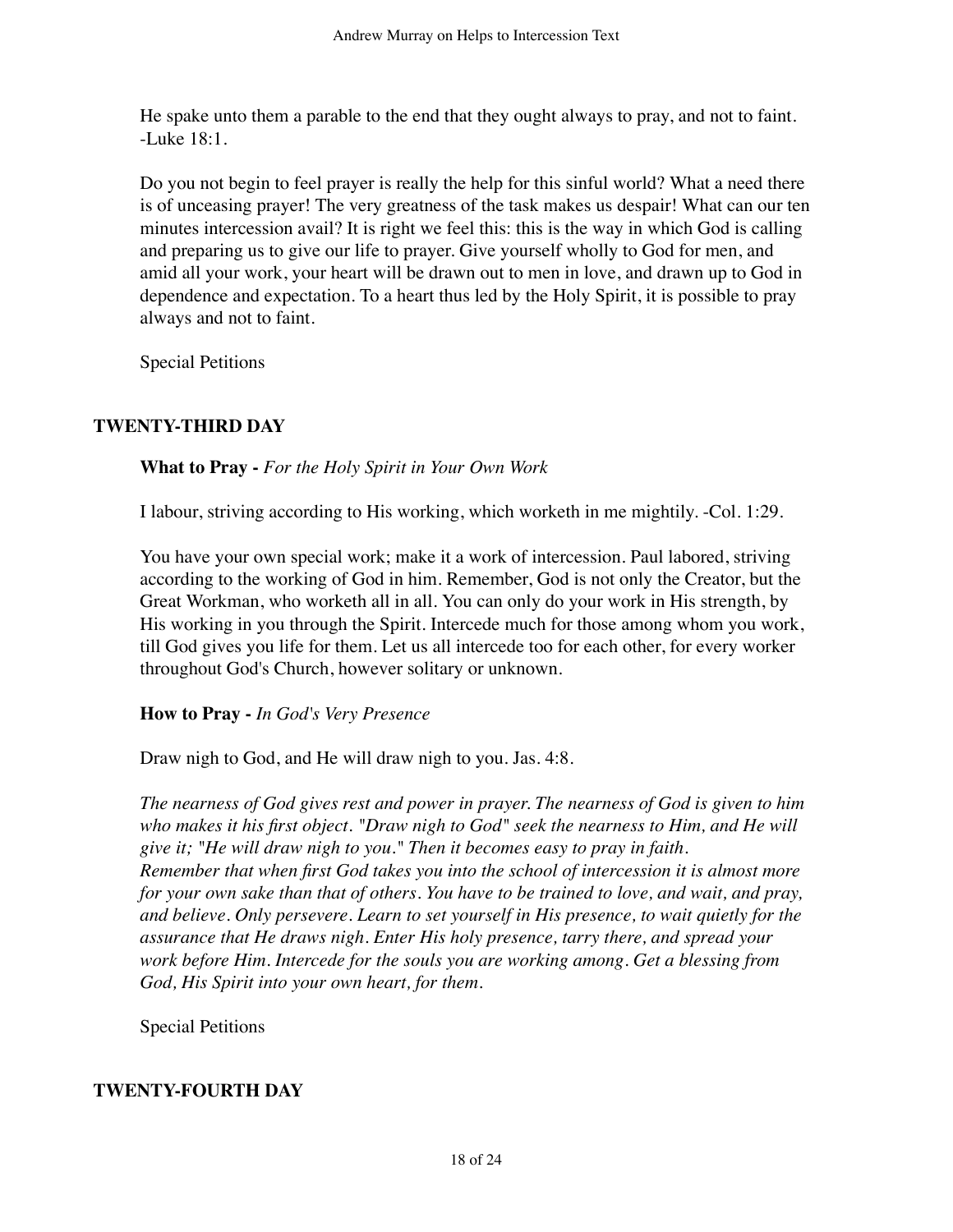He spake unto them a parable to the end that they ought always to pray, and not to faint. -Luke 18:1.

Do you not begin to feel prayer is really the help for this sinful world? What a need there is of unceasing prayer! The very greatness of the task makes us despair! What can our ten minutes intercession avail? It is right we feel this: this is the way in which God is calling and preparing us to give our life to prayer. Give yourself wholly to God for men, and amid all your work, your heart will be drawn out to men in love, and drawn up to God in dependence and expectation. To a heart thus led by the Holy Spirit, it is possible to pray always and not to faint.

Special Petitions

## TWENTY-THIRD DAY

**What to Pray -** *For the Holy Spirit in Your Own Work*

I labour, striving according to His working, which worketh in me mightily. -Col. 1:29.

You have your own special work; make it a work of intercession. Paul labored, striving according to the working of God in him. Remember, God is not only the Creator, but the Great Workman, who worketh all in all. You can only do your work in His strength, by His working in you through the Spirit. Intercede much for those among whom you work, till God gives you life for them. Let us all intercede too for each other, for every worker throughout God's Church, however solitary or unknown.

**How to Pray -** *In God's Very Presence*

Draw nigh to God, and He will draw nigh to you. Jas. 4:8.

*The nearness of God gives rest and power in prayer. The nearness of God is given to him who makes it his first object. "Draw nigh to God" seek the nearness to Him, and He will give it; "He will draw nigh to you." Then it becomes easy to pray in faith.*
*Remember that when first God takes you into the school of intercession it is almost more for your own sake than that of others. You have to be trained to love, and wait, and pray, and believe. Only persevere. Learn to set yourself in His presence, to wait quietly for the assurance that He draws nigh. Enter His holy presence, tarry there, and spread your work before Him. Intercede for the souls you are working among. Get a blessing from God, His Spirit into your own heart, for them.*

Special Petitions

## TWENTY-FOURTH DAY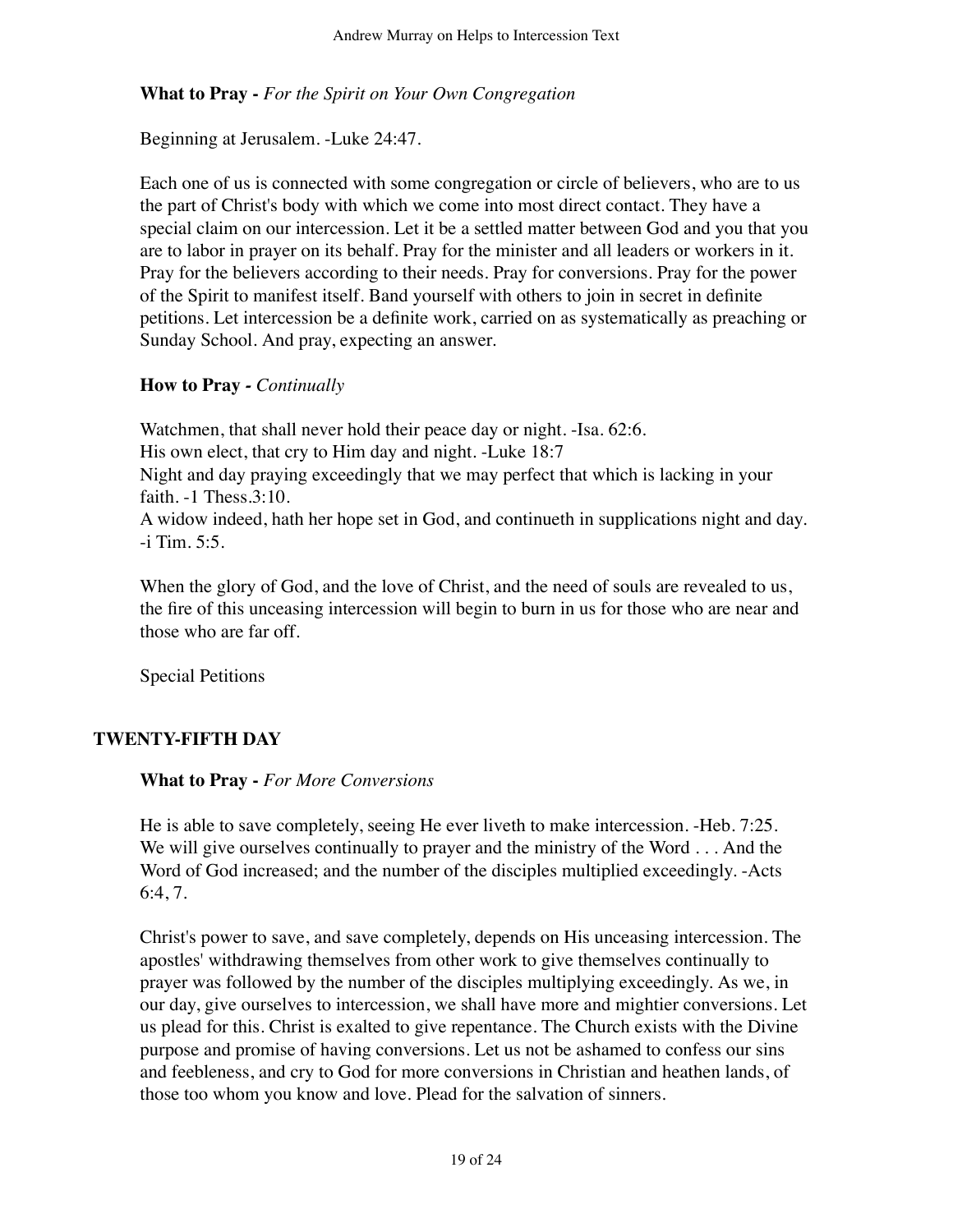**What to Pray -** *For the Spirit on Your Own Congregation*

Beginning at Jerusalem. -Luke 24:47.

Each one of us is connected with some congregation or circle of believers, who are to us the part of Christ's body with which we come into most direct contact. They have a special claim on our intercession. Let it be a settled matter between God and you that you are to labor in prayer on its behalf. Pray for the minister and all leaders or workers in it. Pray for the believers according to their needs. Pray for conversions. Pray for the power of the Spirit to manifest itself. Band yourself with others to join in secret in definite petitions. Let intercession be a definite work, carried on as systematically as preaching or Sunday School. And pray, expecting an answer.

**How to Pray -** *Continually*

Watchmen, that shall never hold their peace day or night. -Isa. 62:6.
His own elect, that cry to Him day and night. -Luke 18:7
Night and day praying exceedingly that we may perfect that which is lacking in your faith. -1 Thess.3:10.
A widow indeed, hath her hope set in God, and continueth in supplications night and day. -i Tim. 5:5.

When the glory of God, and the love of Christ, and the need of souls are revealed to us, the fire of this unceasing intercession will begin to burn in us for those who are near and those who are far off.

Special Petitions

## TWENTY-FIFTH DAY

**What to Pray -** *For More Conversions*

He is able to save completely, seeing He ever liveth to make intercession. -Heb. 7:25. We will give ourselves continually to prayer and the ministry of the Word . . . And the Word of God increased; and the number of the disciples multiplied exceedingly. -Acts 6:4, 7.

Christ's power to save, and save completely, depends on His unceasing intercession. The apostles' withdrawing themselves from other work to give themselves continually to prayer was followed by the number of the disciples multiplying exceedingly. As we, in our day, give ourselves to intercession, we shall have more and mightier conversions. Let us plead for this. Christ is exalted to give repentance. The Church exists with the Divine purpose and promise of having conversions. Let us not be ashamed to confess our sins and feebleness, and cry to God for more conversions in Christian and heathen lands, of those too whom you know and love. Plead for the salvation of sinners.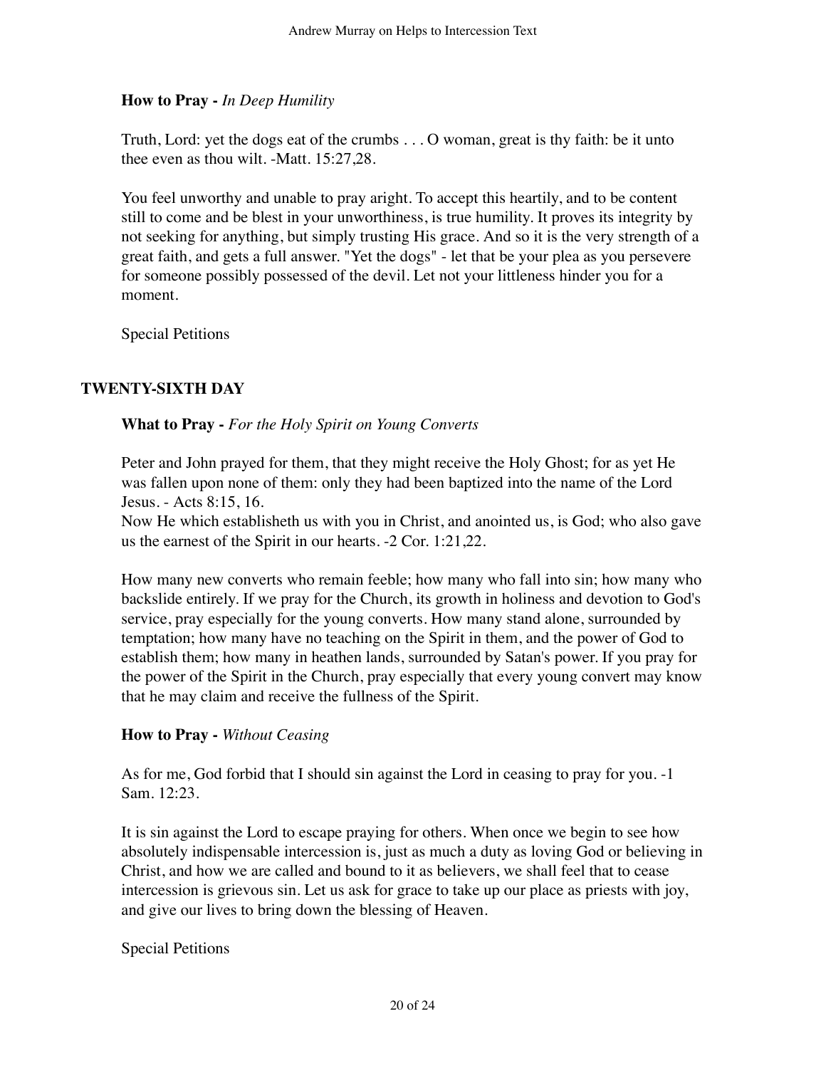**How to Pray -** *In Deep Humility*

Truth, Lord: yet the dogs eat of the crumbs . . . O woman, great is thy faith: be it unto thee even as thou wilt. -Matt. 15:27,28.

You feel unworthy and unable to pray aright. To accept this heartily, and to be content still to come and be blest in your unworthiness, is true humility. It proves its integrity by not seeking for anything, but simply trusting His grace. And so it is the very strength of a great faith, and gets a full answer. "Yet the dogs" - let that be your plea as you persevere for someone possibly possessed of the devil. Let not your littleness hinder you for a moment.

Special Petitions

## TWENTY-SIXTH DAY

**What to Pray -** *For the Holy Spirit on Young Converts*

Peter and John prayed for them, that they might receive the Holy Ghost; for as yet He was fallen upon none of them: only they had been baptized into the name of the Lord Jesus. - Acts 8:15, 16.
Now He which establisheth us with you in Christ, and anointed us, is God; who also gave us the earnest of the Spirit in our hearts. -2 Cor. 1:21,22.

How many new converts who remain feeble; how many who fall into sin; how many who backslide entirely. If we pray for the Church, its growth in holiness and devotion to God's service, pray especially for the young converts. How many stand alone, surrounded by temptation; how many have no teaching on the Spirit in them, and the power of God to establish them; how many in heathen lands, surrounded by Satan's power. If you pray for the power of the Spirit in the Church, pray especially that every young convert may know that he may claim and receive the fullness of the Spirit.

**How to Pray -** *Without Ceasing*

As for me, God forbid that I should sin against the Lord in ceasing to pray for you. -1 Sam. 12:23.

It is sin against the Lord to escape praying for others. When once we begin to see how absolutely indispensable intercession is, just as much a duty as loving God or believing in Christ, and how we are called and bound to it as believers, we shall feel that to cease intercession is grievous sin. Let us ask for grace to take up our place as priests with joy, and give our lives to bring down the blessing of Heaven.

Special Petitions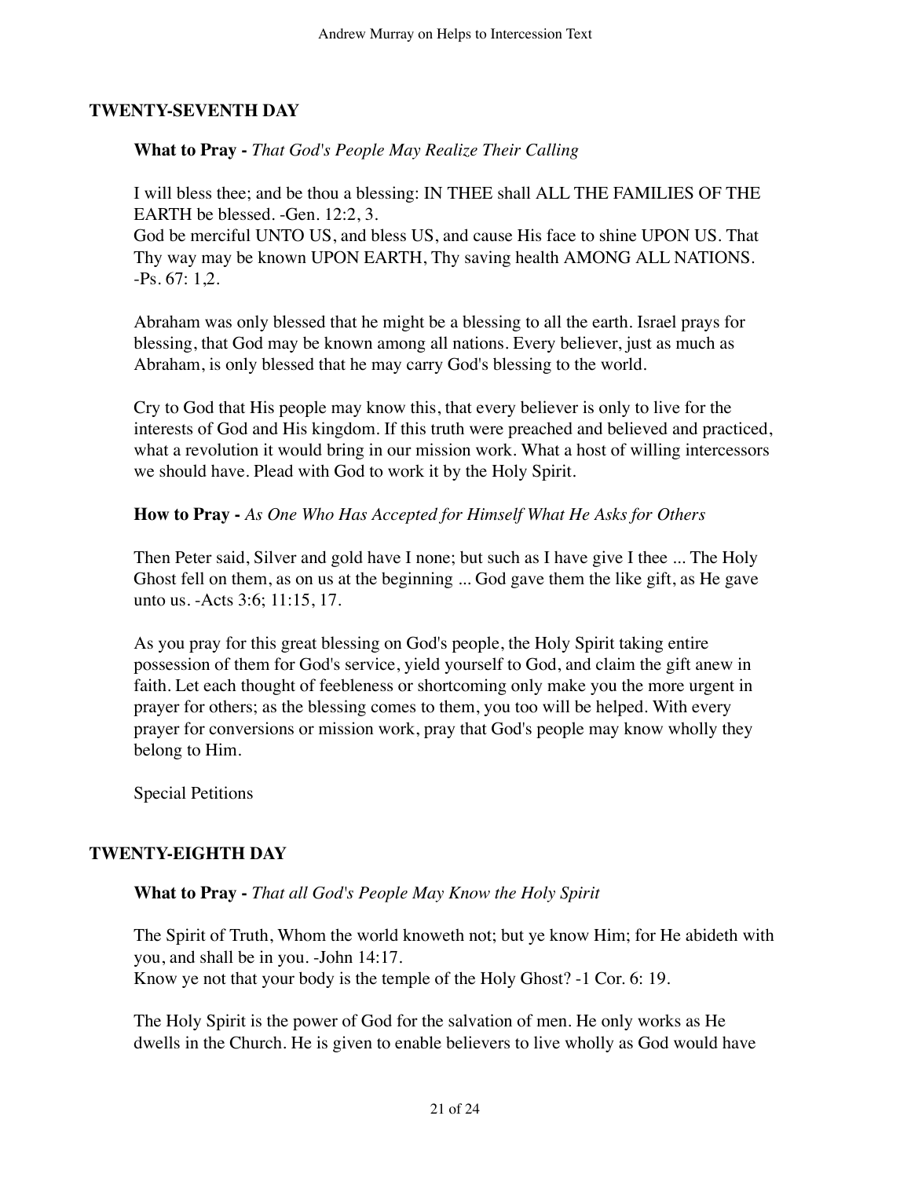## TWENTY-SEVENTH DAY

**What to Pray -** *That God's People May Realize Their Calling*

I will bless thee; and be thou a blessing: IN THEE shall ALL THE FAMILIES OF THE EARTH be blessed. -Gen. 12:2, 3.
God be merciful UNTO US, and bless US, and cause His face to shine UPON US. That Thy way may be known UPON EARTH, Thy saving health AMONG ALL NATIONS. -Ps. 67: 1,2.

Abraham was only blessed that he might be a blessing to all the earth. Israel prays for blessing, that God may be known among all nations. Every believer, just as much as Abraham, is only blessed that he may carry God's blessing to the world.

Cry to God that His people may know this, that every believer is only to live for the interests of God and His kingdom. If this truth were preached and believed and practiced, what a revolution it would bring in our mission work. What a host of willing intercessors we should have. Plead with God to work it by the Holy Spirit.

**How to Pray -** *As One Who Has Accepted for Himself What He Asks for Others*

Then Peter said, Silver and gold have I none; but such as I have give I thee ... The Holy Ghost fell on them, as on us at the beginning ... God gave them the like gift, as He gave unto us. -Acts 3:6; 11:15, 17.

As you pray for this great blessing on God's people, the Holy Spirit taking entire possession of them for God's service, yield yourself to God, and claim the gift anew in faith. Let each thought of feebleness or shortcoming only make you the more urgent in prayer for others; as the blessing comes to them, you too will be helped. With every prayer for conversions or mission work, pray that God's people may know wholly they belong to Him.

Special Petitions

## TWENTY-EIGHTH DAY

**What to Pray -** *That all God's People May Know the Holy Spirit*

The Spirit of Truth, Whom the world knoweth not; but ye know Him; for He abideth with you, and shall be in you. -John 14:17.
Know ye not that your body is the temple of the Holy Ghost? -1 Cor. 6: 19.

The Holy Spirit is the power of God for the salvation of men. He only works as He dwells in the Church. He is given to enable believers to live wholly as God would have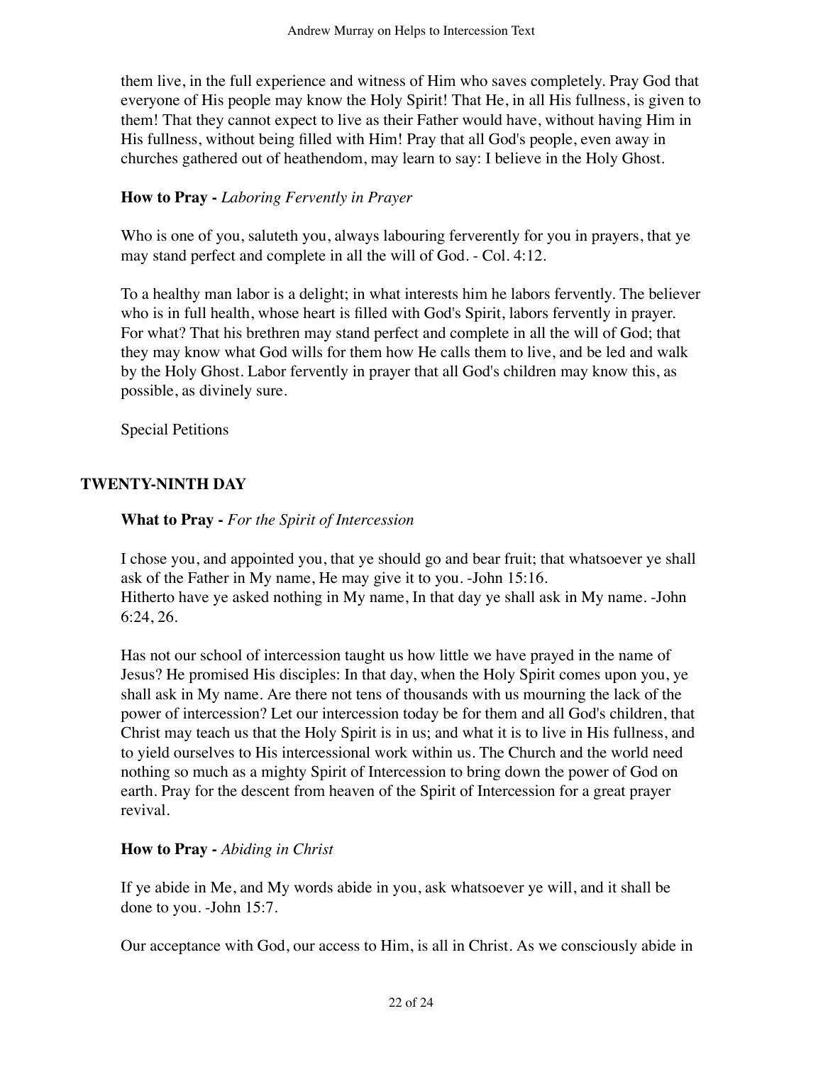them live, in the full experience and witness of Him who saves completely. Pray God that everyone of His people may know the Holy Spirit! That He, in all His fullness, is given to them! That they cannot expect to live as their Father would have, without having Him in His fullness, without being filled with Him! Pray that all God's people, even away in churches gathered out of heathendom, may learn to say: I believe in the Holy Ghost.

**How to Pray -** *Laboring Fervently in Prayer*

Who is one of you, saluteth you, always labouring ferverently for you in prayers, that ye may stand perfect and complete in all the will of God. - Col. 4:12.

To a healthy man labor is a delight; in what interests him he labors fervently. The believer who is in full health, whose heart is filled with God's Spirit, labors fervently in prayer. For what? That his brethren may stand perfect and complete in all the will of God; that they may know what God wills for them how He calls them to live, and be led and walk by the Holy Ghost. Labor fervently in prayer that all God's children may know this, as possible, as divinely sure.

Special Petitions

## TWENTY-NINTH DAY

**What to Pray -** *For the Spirit of Intercession*

I chose you, and appointed you, that ye should go and bear fruit; that whatsoever ye shall ask of the Father in My name, He may give it to you. -John 15:16.
Hitherto have ye asked nothing in My name, In that day ye shall ask in My name. -John 6:24, 26.

Has not our school of intercession taught us how little we have prayed in the name of Jesus? He promised His disciples: In that day, when the Holy Spirit comes upon you, ye shall ask in My name. Are there not tens of thousands with us mourning the lack of the power of intercession? Let our intercession today be for them and all God's children, that Christ may teach us that the Holy Spirit is in us; and what it is to live in His fullness, and to yield ourselves to His intercessional work within us. The Church and the world need nothing so much as a mighty Spirit of Intercession to bring down the power of God on earth. Pray for the descent from heaven of the Spirit of Intercession for a great prayer revival.

**How to Pray -** *Abiding in Christ*

If ye abide in Me, and My words abide in you, ask whatsoever ye will, and it shall be done to you. -John 15:7.

Our acceptance with God, our access to Him, is all in Christ. As we consciously abide in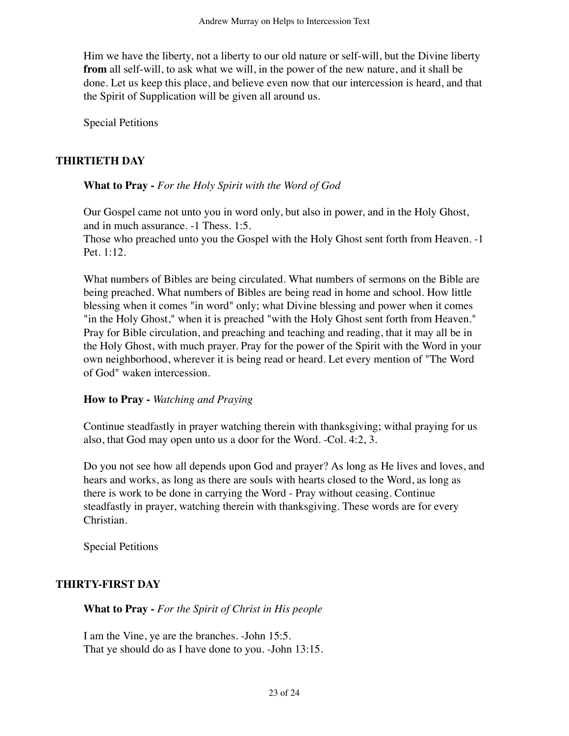Him we have the liberty, not a liberty to our old nature or self-will, but the Divine liberty **from** all self-will, to ask what we will, in the power of the new nature, and it shall be done. Let us keep this place, and believe even now that our intercession is heard, and that the Spirit of Supplication will be given all around us.

Special Petitions

## THIRTIETH DAY

**What to Pray -** *For the Holy Spirit with the Word of God*

Our Gospel came not unto you in word only, but also in power, and in the Holy Ghost, and in much assurance. -1 Thess. 1:5.
Those who preached unto you the Gospel with the Holy Ghost sent forth from Heaven. -1 Pet. 1:12.

What numbers of Bibles are being circulated. What numbers of sermons on the Bible are being preached. What numbers of Bibles are being read in home and school. How little blessing when it comes "in word" only; what Divine blessing and power when it comes "in the Holy Ghost," when it is preached "with the Holy Ghost sent forth from Heaven." Pray for Bible circulation, and preaching and teaching and reading, that it may all be in the Holy Ghost, with much prayer. Pray for the power of the Spirit with the Word in your own neighborhood, wherever it is being read or heard. Let every mention of "The Word of God" waken intercession.

**How to Pray -** *Watching and Praying*

Continue steadfastly in prayer watching therein with thanksgiving; withal praying for us also, that God may open unto us a door for the Word. -Col. 4:2, 3.

Do you not see how all depends upon God and prayer? As long as He lives and loves, and hears and works, as long as there are souls with hearts closed to the Word, as long as there is work to be done in carrying the Word - Pray without ceasing. Continue steadfastly in prayer, watching therein with thanksgiving. These words are for every Christian.

Special Petitions

## THIRTY-FIRST DAY

**What to Pray -** *For the Spirit of Christ in His people*

I am the Vine, ye are the branches. -John 15:5.
That ye should do as I have done to you. -John 13:15.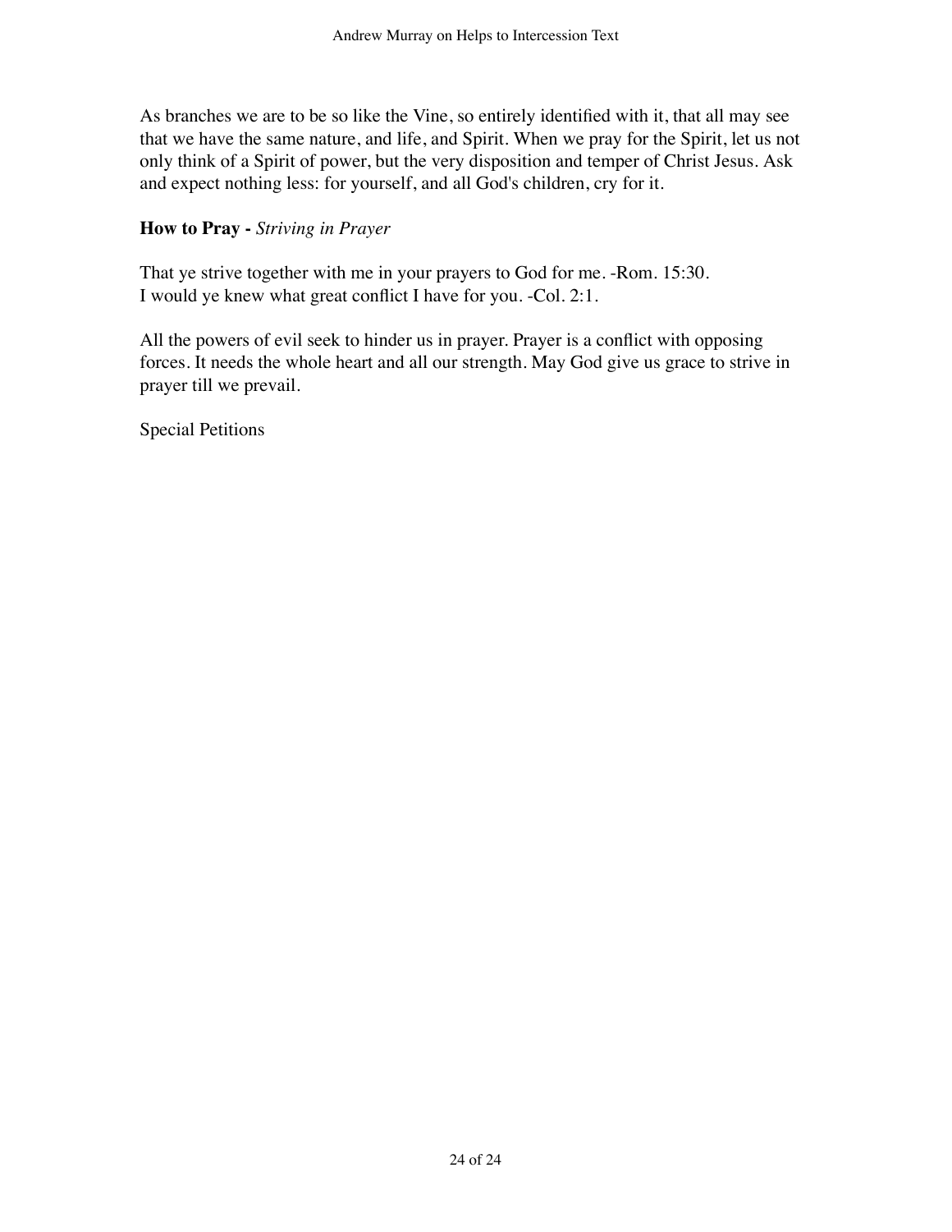As branches we are to be so like the Vine, so entirely identified with it, that all may see that we have the same nature, and life, and Spirit. When we pray for the Spirit, let us not only think of a Spirit of power, but the very disposition and temper of Christ Jesus. Ask and expect nothing less: for yourself, and all God's children, cry for it.

**How to Pray -** *Striving in Prayer*

That ye strive together with me in your prayers to God for me. -Rom. 15:30.
I would ye knew what great conflict I have for you. -Col. 2:1.

All the powers of evil seek to hinder us in prayer. Prayer is a conflict with opposing forces. It needs the whole heart and all our strength. May God give us grace to strive in prayer till we prevail.

Special Petitions